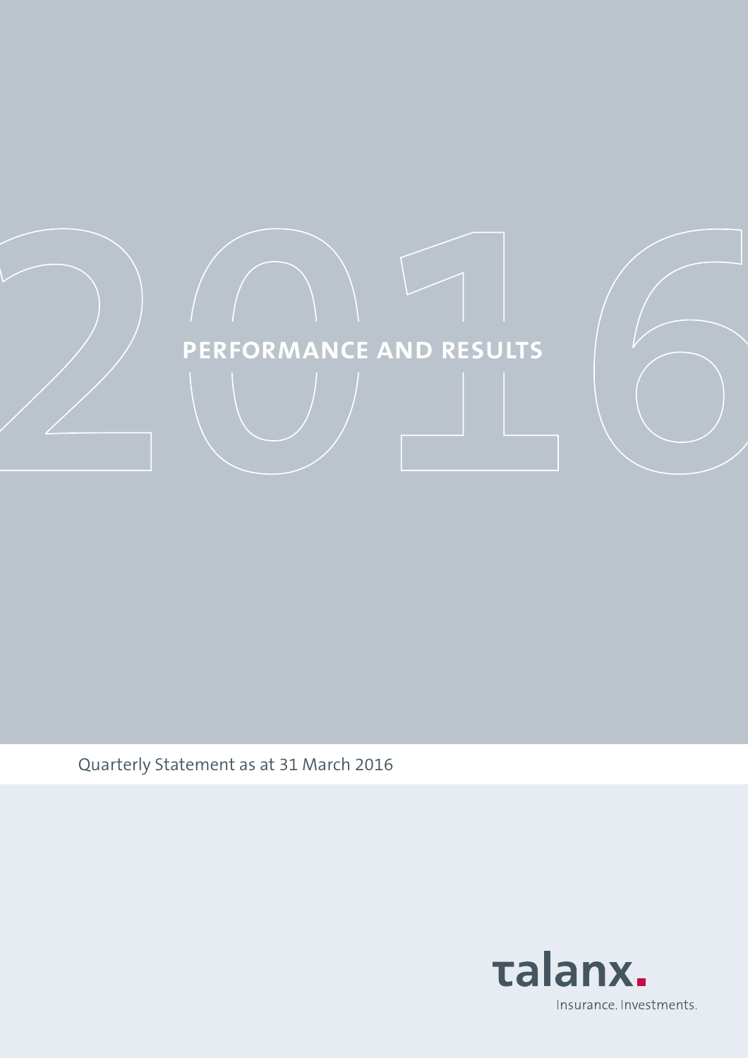2016

# PERFORMANCE AND RESULTS

Quarterly Statement as at 31 March 2016

talanx.

Insurance. Investments.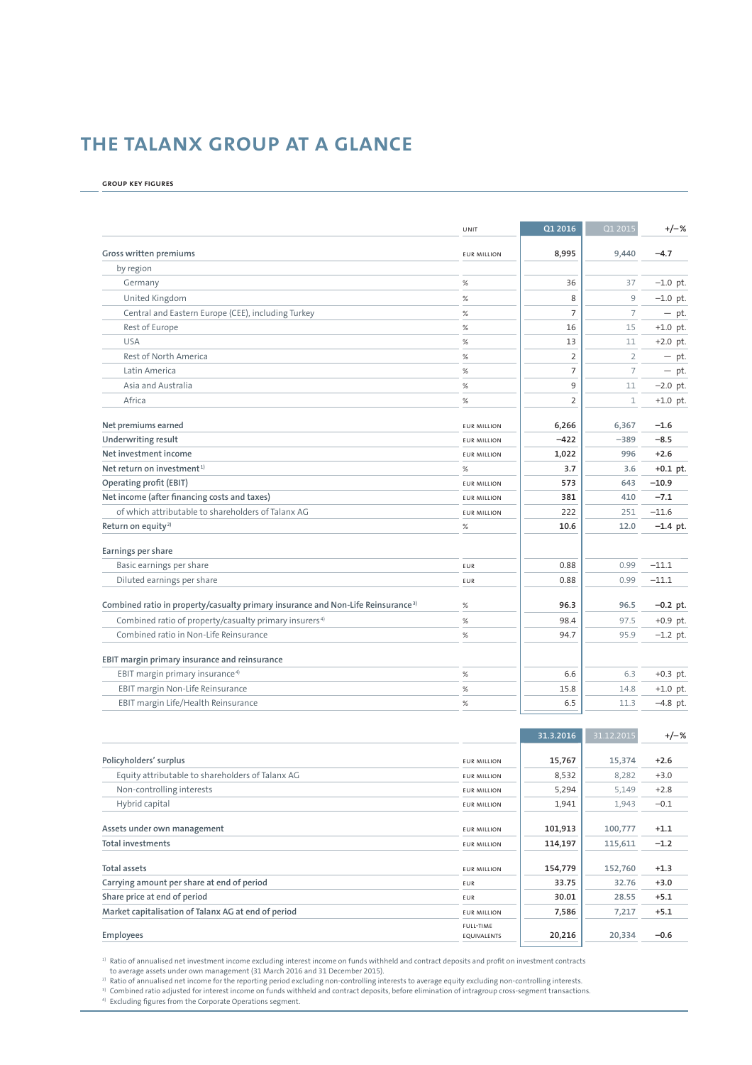# THE TALANX GROUP AT A GLANCE

## GROUP KEY FIGURES

| | UNIT | Q1 2016 | Q1 2015 | +/–% |
|---|---|---|---|---|
| **Gross written premiums** | EUR MILLION | **8,995** | 9,440 | **–4.7** |
| by region | | | | |
| Germany | % | 36 | 37 | –1.0 pt. |
| United Kingdom | % | 8 | 9 | –1.0 pt. |
| Central and Eastern Europe (CEE), including Turkey | % | 7 | 7 | — pt. |
| Rest of Europe | % | 16 | 15 | +1.0 pt. |
| USA | % | 13 | 11 | +2.0 pt. |
| Rest of North America | % | 2 | 2 | — pt. |
| Latin America | % | 7 | 7 | — pt. |
| Asia and Australia | % | 9 | 11 | –2.0 pt. |
| Africa | % | 2 | 1 | +1.0 pt. |
| **Net premiums earned** | EUR MILLION | **6,266** | 6,367 | **–1.6** |
| **Underwriting result** | EUR MILLION | **–422** | –389 | **–8.5** |
| **Net investment income** | EUR MILLION | **1,022** | 996 | **+2.6** |
| **Net return on investment** [1] | % | **3.7** | 3.6 | **+0.1 pt.** |
| **Operating profit (EBIT)** | EUR MILLION | **573** | 643 | **–10.9** |
| **Net income (after financing costs and taxes)** | EUR MILLION | **381** | 410 | **–7.1** |
| of which attributable to shareholders of Talanx AG | EUR MILLION | 222 | 251 | –11.6 |
| **Return on equity** [2] | % | **10.6** | 12.0 | **–1.4 pt.** |
| **Earnings per share** | | | | |
| Basic earnings per share | EUR | 0.88 | 0.99 | –11.1 |
| Diluted earnings per share | EUR | 0.88 | 0.99 | –11.1 |
| **Combined ratio in property/casualty primary insurance and Non-Life Reinsurance** [3] | % | **96.3** | 96.5 | **–0.2 pt.** |
| Combined ratio of property/casualty primary insurers [4] | % | 98.4 | 97.5 | +0.9 pt. |
| Combined ratio in Non-Life Reinsurance | % | 94.7 | 95.9 | –1.2 pt. |
| **EBIT margin primary insurance and reinsurance** | | | | |
| EBIT margin primary insurance [4] | % | 6.6 | 6.3 | +0.3 pt. |
| EBIT margin Non-Life Reinsurance | % | 15.8 | 14.8 | +1.0 pt. |
| EBIT margin Life/Health Reinsurance | % | 6.5 | 11.3 | –4.8 pt. |

| | UNIT | 31.3.2016 | 31.12.2015 | +/–% |
|---|---|---|---|---|
| **Policyholders' surplus** | EUR MILLION | **15,767** | 15,374 | **+2.6** |
| Equity attributable to shareholders of Talanx AG | EUR MILLION | 8,532 | 8,282 | +3.0 |
| Non-controlling interests | EUR MILLION | 5,294 | 5,149 | +2.8 |
| Hybrid capital | EUR MILLION | 1,941 | 1,943 | –0.1 |
| **Assets under own management** | EUR MILLION | **101,913** | 100,777 | **+1.1** |
| **Total investments** | EUR MILLION | **114,197** | 115,611 | **–1.2** |
| **Total assets** | EUR MILLION | **154,779** | 152,760 | **+1.3** |
| **Carrying amount per share at end of period** | EUR | **33.75** | 32.76 | **+3.0** |
| **Share price at end of period** | EUR | **30.01** | 28.55 | **+5.1** |
| **Market capitalisation of Talanx AG at end of period** | EUR MILLION | **7,586** | 7,217 | **+5.1** |
| **Employees** | FULL-TIME EQUIVALENTS | **20,216** | 20,334 | **–0.6** |

[1] Ratio of annualised net investment income excluding interest income on funds withheld and contract deposits and profit on investment contracts to average assets under own management (31 March 2016 and 31 December 2015).

[2] Ratio of annualised net income for the reporting period excluding non-controlling interests to average equity excluding non-controlling interests.

[3] Combined ratio adjusted for interest income on funds withheld and contract deposits, before elimination of intragroup cross-segment transactions.

[4] Excluding figures from the Corporate Operations segment.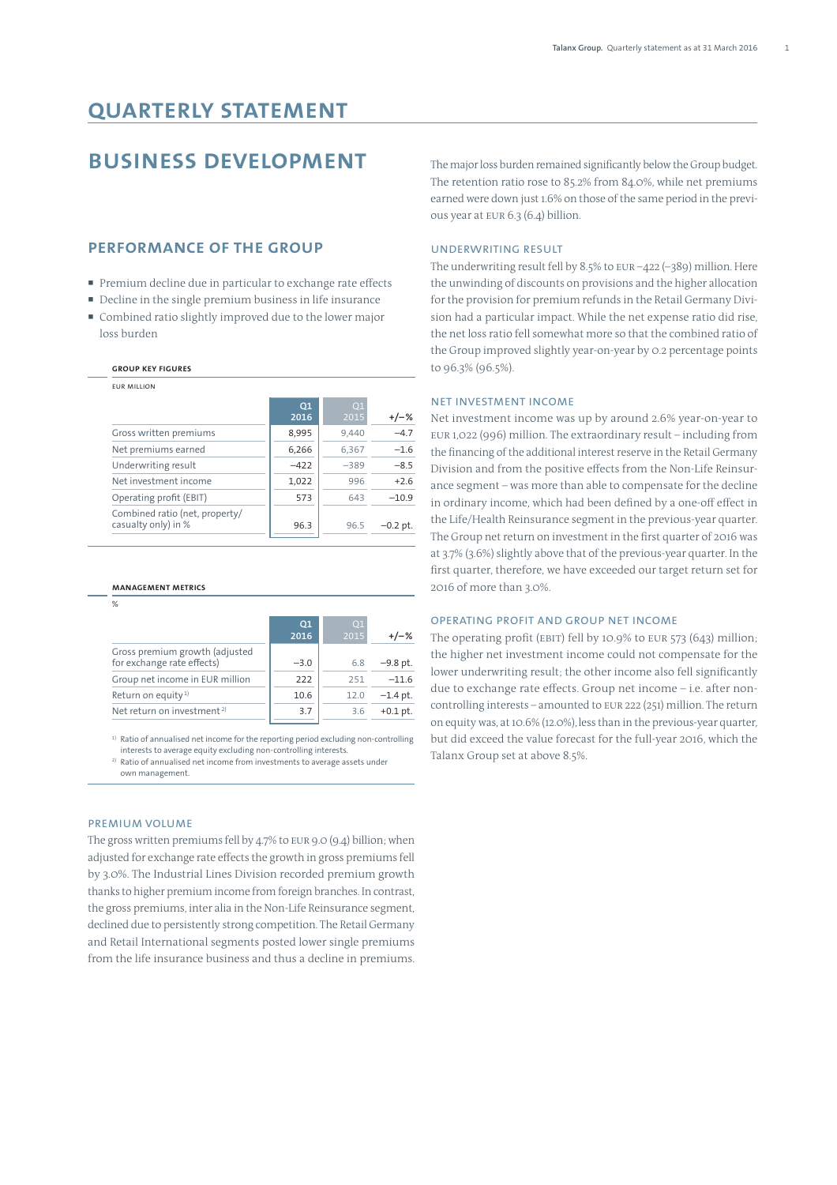# QUARTERLY STATEMENT

## BUSINESS DEVELOPMENT

### PERFORMANCE OF THE GROUP

- Premium decline due in particular to exchange rate effects
- Decline in the single premium business in life insurance
- Combined ratio slightly improved due to the lower major loss burden

**GROUP KEY FIGURES**

EUR MILLION

| | Q1 2016 | Q1 2015 | +/–% |
|---|---|---|---|
| Gross written premiums | 8,995 | 9,440 | –4.7 |
| Net premiums earned | 6,266 | 6,367 | –1.6 |
| Underwriting result | –422 | –389 | –8.5 |
| Net investment income | 1,022 | 996 | +2.6 |
| Operating profit (EBIT) | 573 | 643 | –10.9 |
| Combined ratio (net, property/casualty only) in % | 96.3 | 96.5 | –0.2 pt. |

**MANAGEMENT METRICS**

%

| | Q1 2016 | Q1 2015 | +/–% |
|---|---|---|---|
| Gross premium growth (adjusted for exchange rate effects) | –3.0 | 6.8 | –9.8 pt. |
| Group net income in EUR million | 222 | 251 | –11.6 |
| Return on equity [1] | 10.6 | 12.0 | –1.4 pt. |
| Net return on investment [2] | 3.7 | 3.6 | +0.1 pt. |

[1] Ratio of annualised net income for the reporting period excluding non-controlling interests to average equity excluding non-controlling interests.

[2] Ratio of annualised net income from investments to average assets under own management.

#### PREMIUM VOLUME

The gross written premiums fell by 4.7% to EUR 9.0 (9.4) billion; when adjusted for exchange rate effects the growth in gross premiums fell by 3.0%. The Industrial Lines Division recorded premium growth thanks to higher premium income from foreign branches. In contrast, the gross premiums, inter alia in the Non-Life Reinsurance segment, declined due to persistently strong competition. The Retail Germany and Retail International segments posted lower single premiums from the life insurance business and thus a decline in premiums.

The major loss burden remained significantly below the Group budget. The retention ratio rose to 85.2% from 84.0%, while net premiums earned were down just 1.6% on those of the same period in the previous year at EUR 6.3 (6.4) billion.

#### UNDERWRITING RESULT

The underwriting result fell by 8.5% to EUR –422 (–389) million. Here the unwinding of discounts on provisions and the higher allocation for the provision for premium refunds in the Retail Germany Division had a particular impact. While the net expense ratio did rise, the net loss ratio fell somewhat more so that the combined ratio of the Group improved slightly year-on-year by 0.2 percentage points to 96.3% (96.5%).

#### NET INVESTMENT INCOME

Net investment income was up by around 2.6% year-on-year to EUR 1,022 (996) million. The extraordinary result – including from the financing of the additional interest reserve in the Retail Germany Division and from the positive effects from the Non-Life Reinsurance segment – was more than able to compensate for the decline in ordinary income, which had been defined by a one-off effect in the Life/Health Reinsurance segment in the previous-year quarter. The Group net return on investment in the first quarter of 2016 was at 3.7% (3.6%) slightly above that of the previous-year quarter. In the first quarter, therefore, we have exceeded our target return set for 2016 of more than 3.0%.

#### OPERATING PROFIT AND GROUP NET INCOME

The operating profit (EBIT) fell by 10.9% to EUR 573 (643) million; the higher net investment income could not compensate for the lower underwriting result; the other income also fell significantly due to exchange rate effects. Group net income – i.e. after non-controlling interests – amounted to EUR 222 (251) million. The return on equity was, at 10.6% (12.0%), less than in the previous-year quarter, but did exceed the value forecast for the full-year 2016, which the Talanx Group set at above 8.5%.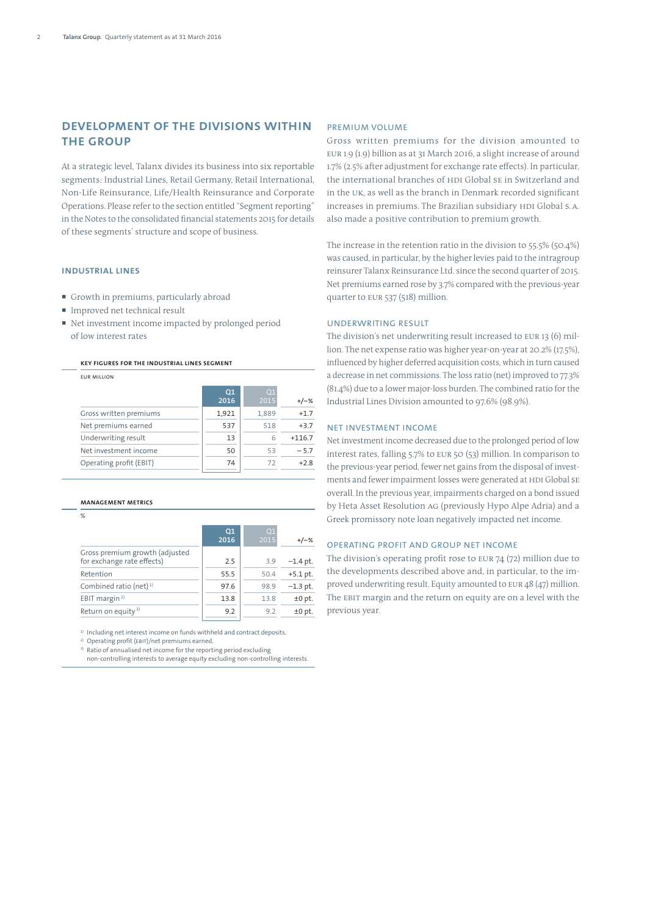## DEVELOPMENT OF THE DIVISIONS WITHIN THE GROUP

At a strategic level, Talanx divides its business into six reportable segments: Industrial Lines, Retail Germany, Retail International, Non-Life Reinsurance, Life/Health Reinsurance and Corporate Operations. Please refer to the section entitled "Segment reporting" in the Notes to the consolidated financial statements 2015 for details of these segments' structure and scope of business.

### INDUSTRIAL LINES

- Growth in premiums, particularly abroad
- Improved net technical result
- Net investment income impacted by prolonged period of low interest rates

**KEY FIGURES FOR THE INDUSTRIAL LINES SEGMENT**

EUR MILLION

| | Q1 2016 | Q1 2015 | +/–% |
|---|---|---|---|
| Gross written premiums | 1,921 | 1,889 | +1.7 |
| Net premiums earned | 537 | 518 | +3.7 |
| Underwriting result | 13 | 6 | +116.7 |
| Net investment income | 50 | 53 | –5.7 |
| Operating profit (EBIT) | 74 | 72 | +2.8 |

**MANAGEMENT METRICS**

%

| | Q1 2016 | Q1 2015 | +/–% |
|---|---|---|---|
| Gross premium growth (adjusted for exchange rate effects) | 2.5 | 3.9 | –1.4 pt. |
| Retention | 55.5 | 50.4 | +5.1 pt. |
| Combined ratio (net) [1] | 97.6 | 98.9 | –1.3 pt. |
| EBIT margin [2] | 13.8 | 13.8 | ±0 pt. |
| Return on equity [3] | 9.2 | 9.2 | ±0 pt. |

[1] Including net interest income on funds withheld and contract deposits.
[2] Operating profit (EBIT)/net premiums earned.
[3] Ratio of annualised net income for the reporting period excluding non-controlling interests to average equity excluding non-controlling interests.

#### PREMIUM VOLUME

Gross written premiums for the division amounted to EUR 1.9 (1.9) billion as at 31 March 2016, a slight increase of around 1.7% (2.5% after adjustment for exchange rate effects). In particular, the international branches of HDI Global SE in Switzerland and in the UK, as well as the branch in Denmark recorded significant increases in premiums. The Brazilian subsidiary HDI Global S. A. also made a positive contribution to premium growth.

The increase in the retention ratio in the division to 55.5% (50.4%) was caused, in particular, by the higher levies paid to the intragroup reinsurer Talanx Reinsurance Ltd. since the second quarter of 2015. Net premiums earned rose by 3.7% compared with the previous-year quarter to EUR 537 (518) million.

#### UNDERWRITING RESULT

The division's net underwriting result increased to EUR 13 (6) million. The net expense ratio was higher year-on-year at 20.2% (17.5%), influenced by higher deferred acquisition costs, which in turn caused a decrease in net commissions. The loss ratio (net) improved to 77.3% (81.4%) due to a lower major-loss burden. The combined ratio for the Industrial Lines Division amounted to 97.6% (98.9%).

#### NET INVESTMENT INCOME

Net investment income decreased due to the prolonged period of low interest rates, falling 5.7% to EUR 50 (53) million. In comparison to the previous-year period, fewer net gains from the disposal of investments and fewer impairment losses were generated at HDI Global SE overall. In the previous year, impairments charged on a bond issued by Heta Asset Resolution AG (previously Hypo Alpe Adria) and a Greek promissory note loan negatively impacted net income.

#### OPERATING PROFIT AND GROUP NET INCOME

The division's operating profit rose to EUR 74 (72) million due to the developments described above and, in particular, to the improved underwriting result. Equity amounted to EUR 48 (47) million. The EBIT margin and the return on equity are on a level with the previous year.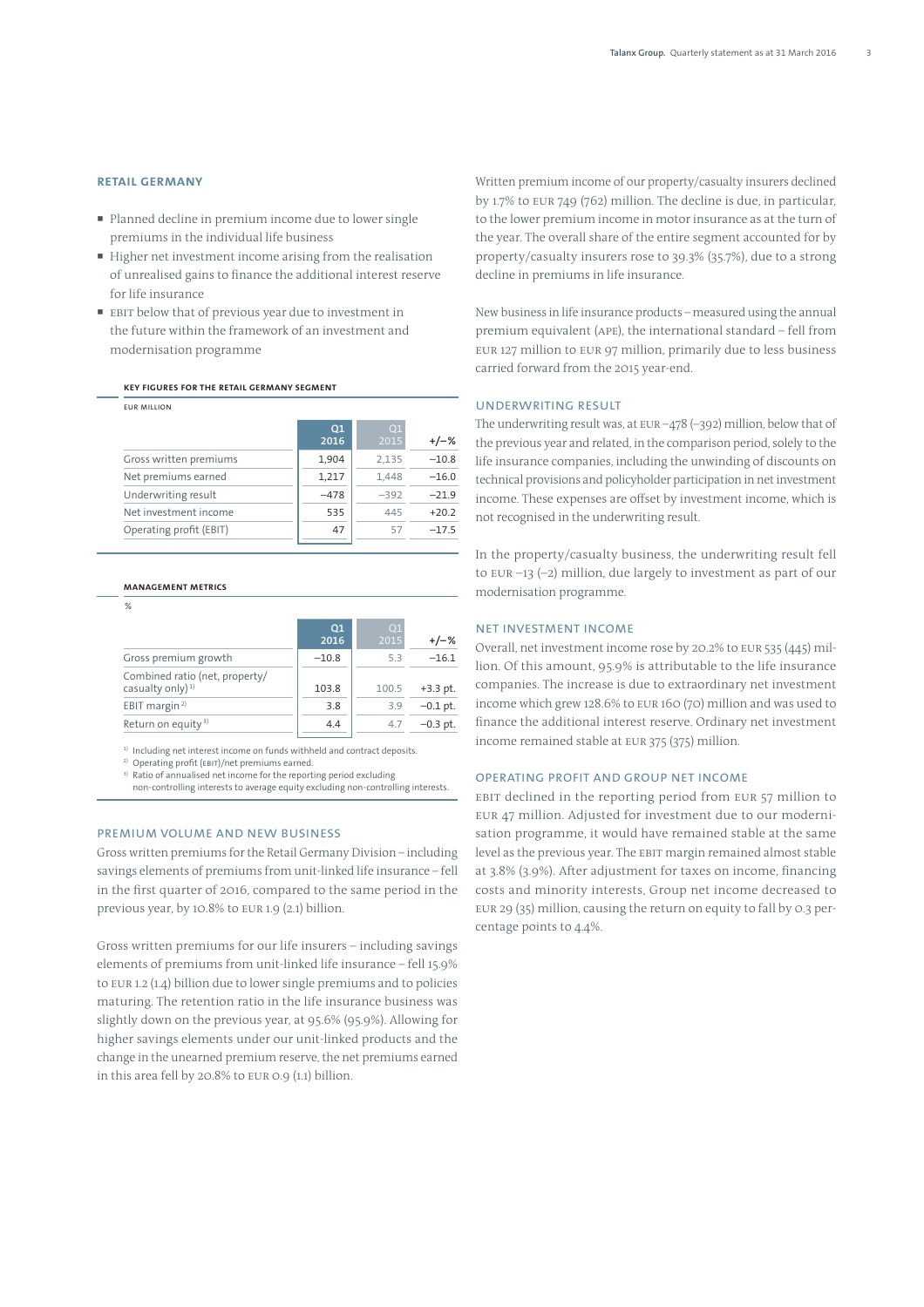## RETAIL GERMANY

- Planned decline in premium income due to lower single premiums in the individual life business
- Higher net investment income arising from the realisation of unrealised gains to finance the additional interest reserve for life insurance
- EBIT below that of previous year due to investment in the future within the framework of an investment and modernisation programme

**KEY FIGURES FOR THE RETAIL GERMANY SEGMENT**

EUR MILLION

| | Q1 2016 | Q1 2015 | +/–% |
|---|---|---|---|
| Gross written premiums | 1,904 | 2,135 | –10.8 |
| Net premiums earned | 1,217 | 1,448 | –16.0 |
| Underwriting result | –478 | –392 | –21.9 |
| Net investment income | 535 | 445 | +20.2 |
| Operating profit (EBIT) | 47 | 57 | –17.5 |

**MANAGEMENT METRICS**

%

| | Q1 2016 | Q1 2015 | +/–% |
|---|---|---|---|
| Gross premium growth | –10.8 | 5.3 | –16.1 |
| Combined ratio (net, property/casualty only)[1] | 103.8 | 100.5 | +3.3 pt. |
| EBIT margin[2] | 3.8 | 3.9 | –0.1 pt. |
| Return on equity[3] | 4.4 | 4.7 | –0.3 pt. |

[1] Including net interest income on funds withheld and contract deposits.
[2] Operating profit (EBIT)/net premiums earned.
[3] Ratio of annualised net income for the reporting period excluding non-controlling interests to average equity excluding non-controlling interests.

### PREMIUM VOLUME AND NEW BUSINESS

Gross written premiums for the Retail Germany Division – including savings elements of premiums from unit-linked life insurance – fell in the first quarter of 2016, compared to the same period in the previous year, by 10.8% to EUR 1.9 (2.1) billion.

Gross written premiums for our life insurers – including savings elements of premiums from unit-linked life insurance – fell 15.9% to EUR 1.2 (1.4) billion due to lower single premiums and to policies maturing. The retention ratio in the life insurance business was slightly down on the previous year, at 95.6% (95.9%). Allowing for higher savings elements under our unit-linked products and the change in the unearned premium reserve, the net premiums earned in this area fell by 20.8% to EUR 0.9 (1.1) billion.

Written premium income of our property/casualty insurers declined by 1.7% to EUR 749 (762) million. The decline is due, in particular, to the lower premium income in motor insurance as at the turn of the year. The overall share of the entire segment accounted for by property/casualty insurers rose to 39.3% (35.7%), due to a strong decline in premiums in life insurance.

New business in life insurance products – measured using the annual premium equivalent (APE), the international standard – fell from EUR 127 million to EUR 97 million, primarily due to less business carried forward from the 2015 year-end.

### UNDERWRITING RESULT

The underwriting result was, at EUR –478 (–392) million, below that of the previous year and related, in the comparison period, solely to the life insurance companies, including the unwinding of discounts on technical provisions and policyholder participation in net investment income. These expenses are offset by investment income, which is not recognised in the underwriting result.

In the property/casualty business, the underwriting result fell to EUR –13 (–2) million, due largely to investment as part of our modernisation programme.

### NET INVESTMENT INCOME

Overall, net investment income rose by 20.2% to EUR 535 (445) million. Of this amount, 95.9% is attributable to the life insurance companies. The increase is due to extraordinary net investment income which grew 128.6% to EUR 160 (70) million and was used to finance the additional interest reserve. Ordinary net investment income remained stable at EUR 375 (375) million.

### OPERATING PROFIT AND GROUP NET INCOME

EBIT declined in the reporting period from EUR 57 million to EUR 47 million. Adjusted for investment due to our modernisation programme, it would have remained stable at the same level as the previous year. The EBIT margin remained almost stable at 3.8% (3.9%). After adjustment for taxes on income, financing costs and minority interests, Group net income decreased to EUR 29 (35) million, causing the return on equity to fall by 0.3 percentage points to 4.4%.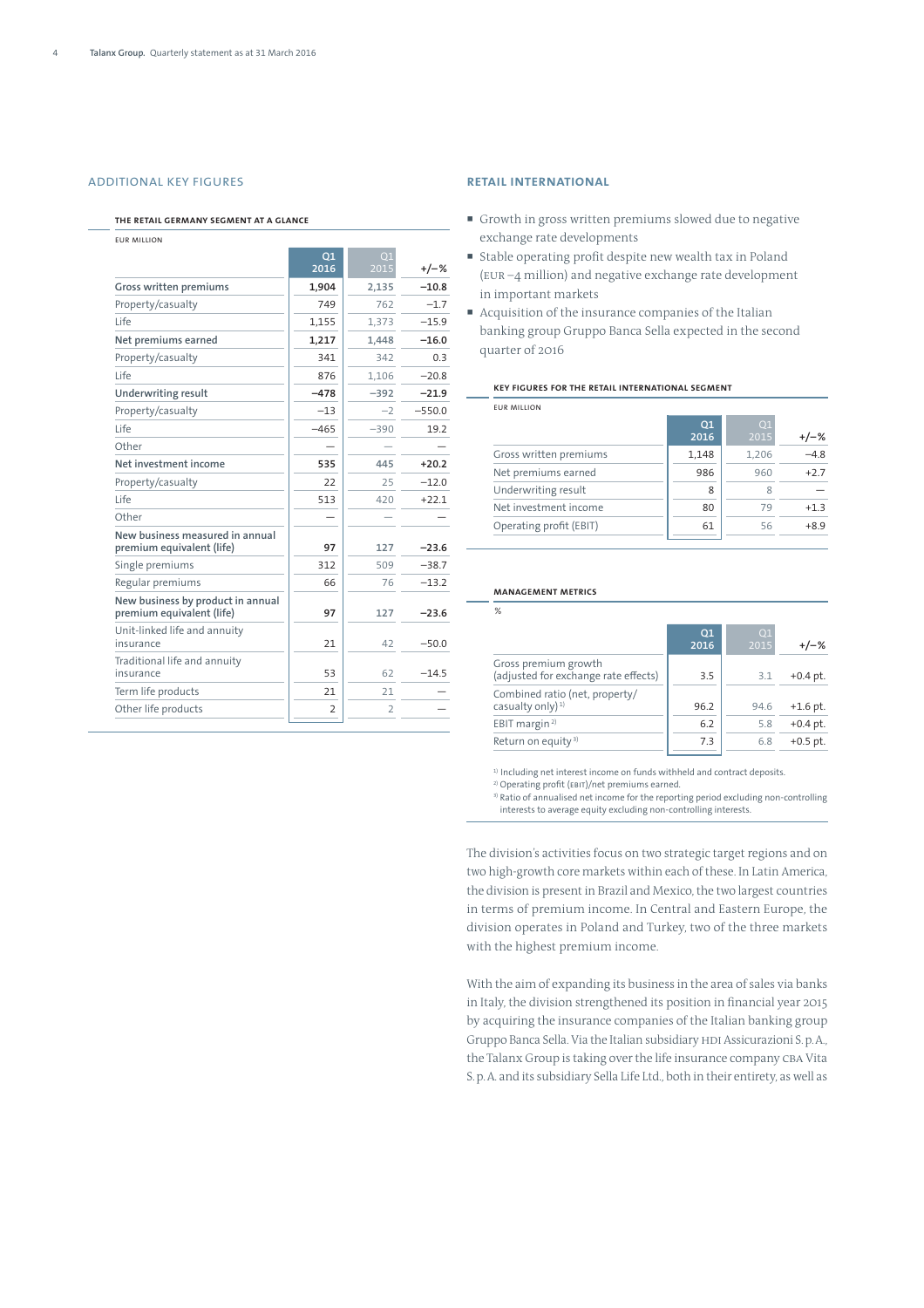## ADDITIONAL KEY FIGURES

### THE RETAIL GERMANY SEGMENT AT A GLANCE

EUR MILLION

| | Q1 2016 | Q1 2015 | +/–% |
|---|---|---|---|
| **Gross written premiums** | **1,904** | **2,135** | **–10.8** |
| Property/casualty | 749 | 762 | –1.7 |
| Life | 1,155 | 1,373 | –15.9 |
| **Net premiums earned** | **1,217** | **1,448** | **–16.0** |
| Property/casualty | 341 | 342 | 0.3 |
| Life | 876 | 1,106 | –20.8 |
| **Underwriting result** | **–478** | **–392** | **–21.9** |
| Property/casualty | –13 | –2 | –550.0 |
| Life | –465 | –390 | 19.2 |
| Other | — | — | — |
| **Net investment income** | **535** | **445** | **+20.2** |
| Property/casualty | 22 | 25 | –12.0 |
| Life | 513 | 420 | +22.1 |
| Other | — | — | — |
| **New business measured in annual premium equivalent (life)** | **97** | **127** | **–23.6** |
| Single premiums | 312 | 509 | –38.7 |
| Regular premiums | 66 | 76 | –13.2 |
| **New business by product in annual premium equivalent (life)** | **97** | **127** | **–23.6** |
| Unit-linked life and annuity insurance | 21 | 42 | –50.0 |
| Traditional life and annuity insurance | 53 | 62 | –14.5 |
| Term life products | 21 | 21 | — |
| Other life products | 2 | 2 | — |

## RETAIL INTERNATIONAL

- Growth in gross written premiums slowed due to negative exchange rate developments
- Stable operating profit despite new wealth tax in Poland (EUR –4 million) and negative exchange rate development in important markets
- Acquisition of the insurance companies of the Italian banking group Gruppo Banca Sella expected in the second quarter of 2016

### KEY FIGURES FOR THE RETAIL INTERNATIONAL SEGMENT

EUR MILLION

| | Q1 2016 | Q1 2015 | +/–% |
|---|---|---|---|
| Gross written premiums | 1,148 | 1,206 | –4.8 |
| Net premiums earned | 986 | 960 | +2.7 |
| Underwriting result | 8 | 8 | — |
| Net investment income | 80 | 79 | +1.3 |
| Operating profit (EBIT) | 61 | 56 | +8.9 |

### MANAGEMENT METRICS

%

| | Q1 2016 | Q1 2015 | +/–% |
|---|---|---|---|
| Gross premium growth (adjusted for exchange rate effects) | 3.5 | 3.1 | +0.4 pt. |
| Combined ratio (net, property/casualty only)[1] | 96.2 | 94.6 | +1.6 pt. |
| EBIT margin[2] | 6.2 | 5.8 | +0.4 pt. |
| Return on equity[3] | 7.3 | 6.8 | +0.5 pt. |

[1] Including net interest income on funds withheld and contract deposits.
[2] Operating profit (EBIT)/net premiums earned.
[3] Ratio of annualised net income for the reporting period excluding non-controlling interests to average equity excluding non-controlling interests.

The division's activities focus on two strategic target regions and on two high-growth core markets within each of these. In Latin America, the division is present in Brazil and Mexico, the two largest countries in terms of premium income. In Central and Eastern Europe, the division operates in Poland and Turkey, two of the three markets with the highest premium income.

With the aim of expanding its business in the area of sales via banks in Italy, the division strengthened its position in financial year 2015 by acquiring the insurance companies of the Italian banking group Gruppo Banca Sella. Via the Italian subsidiary HDI Assicurazioni S. p. A., the Talanx Group is taking over the life insurance company CBA Vita S. p. A. and its subsidiary Sella Life Ltd., both in their entirety, as well as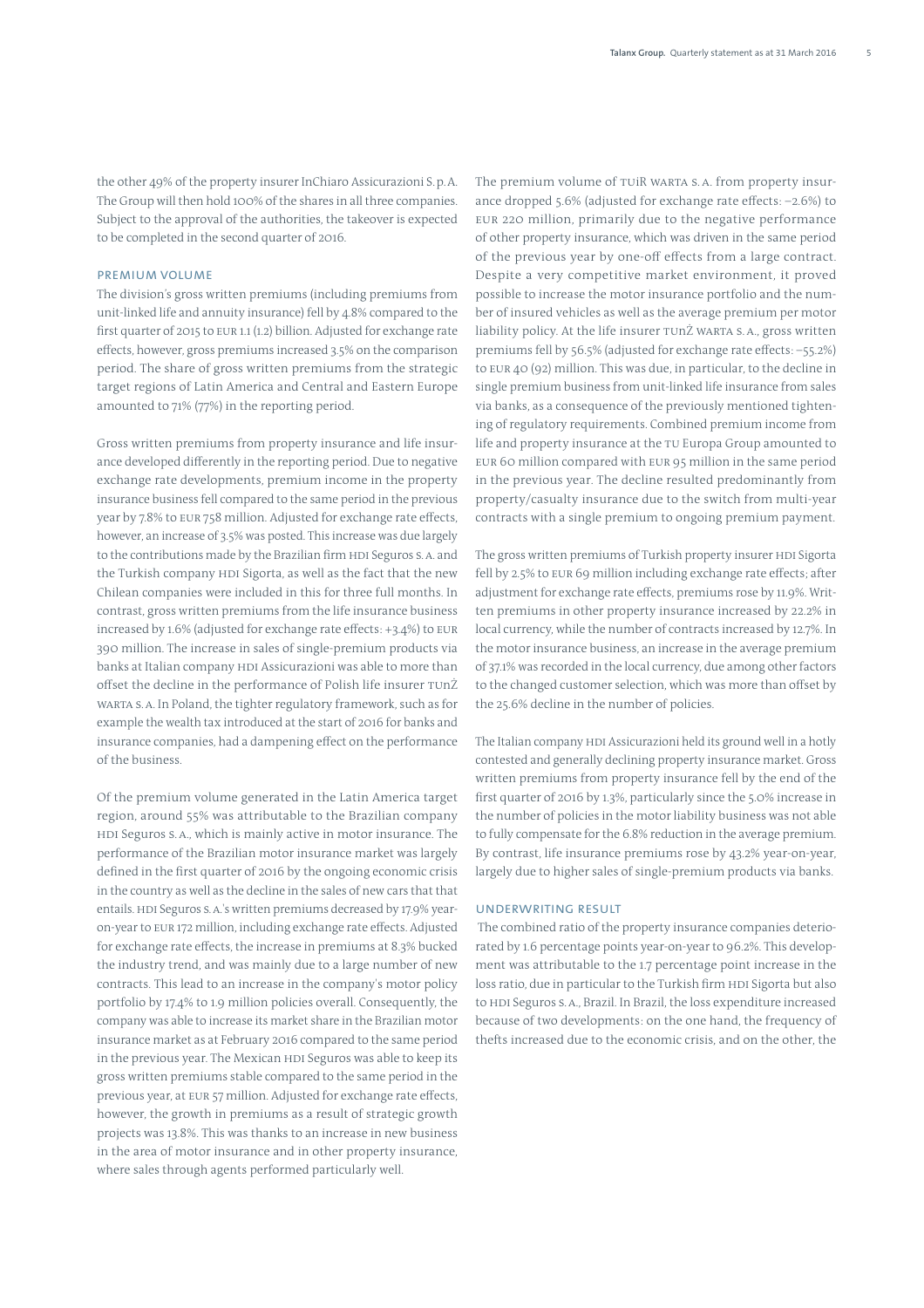the other 49% of the property insurer InChiaro Assicurazioni S.p.A. The Group will then hold 100% of the shares in all three companies. Subject to the approval of the authorities, the takeover is expected to be completed in the second quarter of 2016.

## PREMIUM VOLUME

The division's gross written premiums (including premiums from unit-linked life and annuity insurance) fell by 4.8% compared to the first quarter of 2015 to EUR 1.1 (1.2) billion. Adjusted for exchange rate effects, however, gross premiums increased 3.5% on the comparison period. The share of gross written premiums from the strategic target regions of Latin America and Central and Eastern Europe amounted to 71% (77%) in the reporting period.

Gross written premiums from property insurance and life insurance developed differently in the reporting period. Due to negative exchange rate developments, premium income in the property insurance business fell compared to the same period in the previous year by 7.8% to EUR 758 million. Adjusted for exchange rate effects, however, an increase of 3.5% was posted. This increase was due largely to the contributions made by the Brazilian firm HDI Seguros S.A. and the Turkish company HDI Sigorta, as well as the fact that the new Chilean companies were included in this for three full months. In contrast, gross written premiums from the life insurance business increased by 1.6% (adjusted for exchange rate effects: +3.4%) to EUR 390 million. The increase in sales of single-premium products via banks at Italian company HDI Assicurazioni was able to more than offset the decline in the performance of Polish life insurer TUnŻ WARTA S.A. In Poland, the tighter regulatory framework, such as for example the wealth tax introduced at the start of 2016 for banks and insurance companies, had a dampening effect on the performance of the business.

Of the premium volume generated in the Latin America target region, around 55% was attributable to the Brazilian company HDI Seguros S.A., which is mainly active in motor insurance. The performance of the Brazilian motor insurance market was largely defined in the first quarter of 2016 by the ongoing economic crisis in the country as well as the decline in the sales of new cars that that entails. HDI Seguros S.A.'s written premiums decreased by 17.9% year-on-year to EUR 172 million, including exchange rate effects. Adjusted for exchange rate effects, the increase in premiums at 8.3% bucked the industry trend, and was mainly due to a large number of new contracts. This lead to an increase in the company's motor policy portfolio by 17.4% to 1.9 million policies overall. Consequently, the company was able to increase its market share in the Brazilian motor insurance market as at February 2016 compared to the same period in the previous year. The Mexican HDI Seguros was able to keep its gross written premiums stable compared to the same period in the previous year, at EUR 57 million. Adjusted for exchange rate effects, however, the growth in premiums as a result of strategic growth projects was 13.8%. This was thanks to an increase in new business in the area of motor insurance and in other property insurance, where sales through agents performed particularly well.

The premium volume of TUiR WARTA S.A. from property insurance dropped 5.6% (adjusted for exchange rate effects: –2.6%) to EUR 220 million, primarily due to the negative performance of other property insurance, which was driven in the same period of the previous year by one-off effects from a large contract. Despite a very competitive market environment, it proved possible to increase the motor insurance portfolio and the number of insured vehicles as well as the average premium per motor liability policy. At the life insurer TUnŻ WARTA S.A., gross written premiums fell by 56.5% (adjusted for exchange rate effects: –55.2%) to EUR 40 (92) million. This was due, in particular, to the decline in single premium business from unit-linked life insurance from sales via banks, as a consequence of the previously mentioned tightening of regulatory requirements. Combined premium income from life and property insurance at the TU Europa Group amounted to EUR 60 million compared with EUR 95 million in the same period in the previous year. The decline resulted predominantly from property/casualty insurance due to the switch from multi-year contracts with a single premium to ongoing premium payment.

The gross written premiums of Turkish property insurer HDI Sigorta fell by 2.5% to EUR 69 million including exchange rate effects; after adjustment for exchange rate effects, premiums rose by 11.9%. Written premiums in other property insurance increased by 22.2% in local currency, while the number of contracts increased by 12.7%. In the motor insurance business, an increase in the average premium of 37.1% was recorded in the local currency, due among other factors to the changed customer selection, which was more than offset by the 25.6% decline in the number of policies.

The Italian company HDI Assicurazioni held its ground well in a hotly contested and generally declining property insurance market. Gross written premiums from property insurance fell by the end of the first quarter of 2016 by 1.3%, particularly since the 5.0% increase in the number of policies in the motor liability business was not able to fully compensate for the 6.8% reduction in the average premium. By contrast, life insurance premiums rose by 43.2% year-on-year, largely due to higher sales of single-premium products via banks.

## UNDERWRITING RESULT

The combined ratio of the property insurance companies deteriorated by 1.6 percentage points year-on-year to 96.2%. This development was attributable to the 1.7 percentage point increase in the loss ratio, due in particular to the Turkish firm HDI Sigorta but also to HDI Seguros S.A., Brazil. In Brazil, the loss expenditure increased because of two developments: on the one hand, the frequency of thefts increased due to the economic crisis, and on the other, the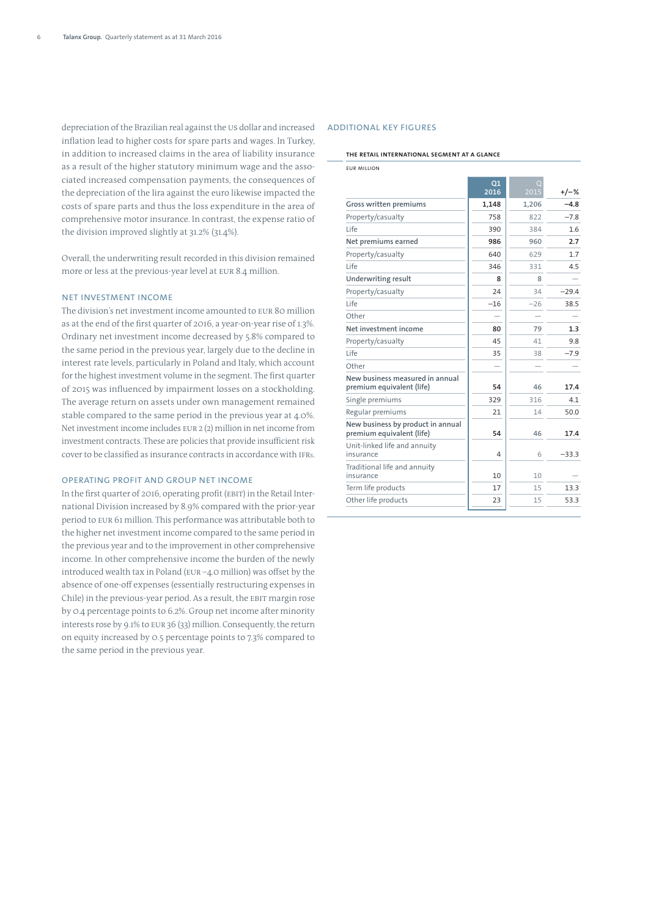depreciation of the Brazilian real against the US dollar and increased inflation lead to higher costs for spare parts and wages. In Turkey, in addition to increased claims in the area of liability insurance as a result of the higher statutory minimum wage and the associated increased compensation payments, the consequences of the depreciation of the lira against the euro likewise impacted the costs of spare parts and thus the loss expenditure in the area of comprehensive motor insurance. In contrast, the expense ratio of the division improved slightly at 31.2% (31.4%).

Overall, the underwriting result recorded in this division remained more or less at the previous-year level at EUR 8.4 million.

### NET INVESTMENT INCOME

The division's net investment income amounted to EUR 80 million as at the end of the first quarter of 2016, a year-on-year rise of 1.3%. Ordinary net investment income decreased by 5.8% compared to the same period in the previous year, largely due to the decline in interest rate levels, particularly in Poland and Italy, which account for the highest investment volume in the segment. The first quarter of 2015 was influenced by impairment losses on a stockholding. The average return on assets under own management remained stable compared to the same period in the previous year at 4.0%. Net investment income includes EUR 2 (2) million in net income from investment contracts. These are policies that provide insufficient risk cover to be classified as insurance contracts in accordance with IFRs.

### OPERATING PROFIT AND GROUP NET INCOME

In the first quarter of 2016, operating profit (EBIT) in the Retail International Division increased by 8.9% compared with the prior-year period to EUR 61 million. This performance was attributable both to the higher net investment income compared to the same period in the previous year and to the improvement in other comprehensive income. In other comprehensive income the burden of the newly introduced wealth tax in Poland (EUR −4.0 million) was offset by the absence of one-off expenses (essentially restructuring expenses in Chile) in the previous-year period. As a result, the EBIT margin rose by 0.4 percentage points to 6.2%. Group net income after minority interests rose by 9.1% to EUR 36 (33) million. Consequently, the return on equity increased by 0.5 percentage points to 7.3% compared to the same period in the previous year.

## ADDITIONAL KEY FIGURES

**THE RETAIL INTERNATIONAL SEGMENT AT A GLANCE**

EUR MILLION

| | Q1 2016 | Q1 2015 | +/−% |
|---|---|---|---|
| **Gross written premiums** | **1,148** | 1,206 | **−4.8** |
| Property/casualty | 758 | 822 | −7.8 |
| Life | 390 | 384 | 1.6 |
| **Net premiums earned** | **986** | 960 | **2.7** |
| Property/casualty | 640 | 629 | 1.7 |
| Life | 346 | 331 | 4.5 |
| **Underwriting result** | **8** | 8 | — |
| Property/casualty | 24 | 34 | −29.4 |
| Life | −16 | −26 | 38.5 |
| Other | — | — | — |
| **Net investment income** | **80** | 79 | **1.3** |
| Property/casualty | 45 | 41 | 9.8 |
| Life | 35 | 38 | −7.9 |
| Other | — | — | — |
| **New business measured in annual premium equivalent (life)** | **54** | 46 | **17.4** |
| Single premiums | 329 | 316 | 4.1 |
| Regular premiums | 21 | 14 | 50.0 |
| **New business by product in annual premium equivalent (life)** | **54** | 46 | **17.4** |
| Unit-linked life and annuity insurance | 4 | 6 | −33.3 |
| Traditional life and annuity insurance | 10 | 10 | — |
| Term life products | 17 | 15 | 13.3 |
| Other life products | 23 | 15 | 53.3 |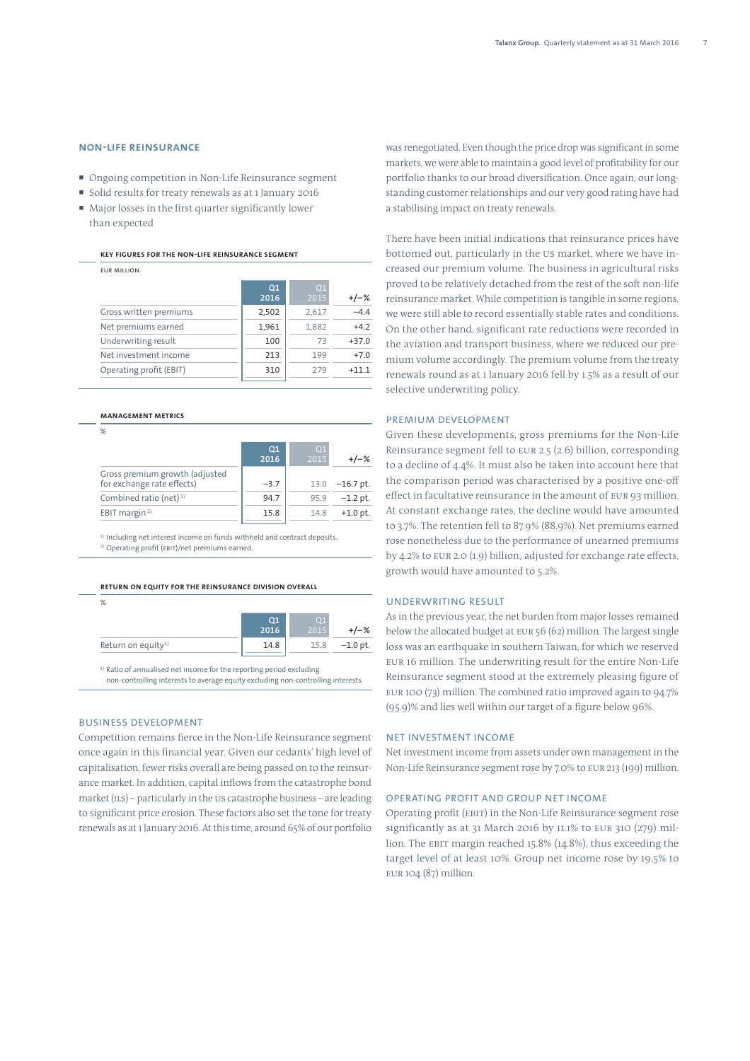## NON-LIFE REINSURANCE

- Ongoing competition in Non-Life Reinsurance segment
- Solid results for treaty renewals as at 1 January 2016
- Major losses in the first quarter significantly lower than expected

**KEY FIGURES FOR THE NON-LIFE REINSURANCE SEGMENT**

EUR MILLION

| | Q1 2016 | Q1 2015 | +/–% |
|---|---|---|---|
| Gross written premiums | 2,502 | 2,617 | –4.4 |
| Net premiums earned | 1,961 | 1,882 | +4.2 |
| Underwriting result | 100 | 73 | +37.0 |
| Net investment income | 213 | 199 | +7.0 |
| Operating profit (EBIT) | 310 | 279 | +11.1 |

**MANAGEMENT METRICS**

%

| | Q1 2016 | Q1 2015 | +/–% |
|---|---|---|---|
| Gross premium growth (adjusted for exchange rate effects) | –3.7 | 13.0 | –16.7 pt. |
| Combined ratio (net) [1] | 94.7 | 95.9 | –1.2 pt. |
| EBIT margin [2] | 15.8 | 14.8 | +1.0 pt. |

[1] Including net interest income on funds withheld and contract deposits.
[2] Operating profit (EBIT)/net premiums earned.

**RETURN ON EQUITY FOR THE REINSURANCE DIVISION OVERALL**

%

| | Q1 2016 | Q1 2015 | +/–% |
|---|---|---|---|
| Return on equity [1] | 14.8 | 15.8 | –1.0 pt. |

[1] Ratio of annualised net income for the reporting period excluding non-controlling interests to average equity excluding non-controlling interests.

### BUSINESS DEVELOPMENT

Competition remains fierce in the Non-Life Reinsurance segment once again in this financial year. Given our cedants' high level of capitalisation, fewer risks overall are being passed on to the reinsurance market. In addition, capital inflows from the catastrophe bond market (ILS) – particularly in the US catastrophe business – are leading to significant price erosion. These factors also set the tone for treaty renewals as at 1 January 2016. At this time, around 65% of our portfolio was renegotiated. Even though the price drop was significant in some markets, we were able to maintain a good level of profitability for our portfolio thanks to our broad diversification. Once again, our longstanding customer relationships and our very good rating have had a stabilising impact on treaty renewals.

There have been initial indications that reinsurance prices have bottomed out, particularly in the US market, where we have increased our premium volume. The business in agricultural risks proved to be relatively detached from the rest of the soft non-life reinsurance market. While competition is tangible in some regions, we were still able to record essentially stable rates and conditions. On the other hand, significant rate reductions were recorded in the aviation and transport business, where we reduced our premium volume accordingly. The premium volume from the treaty renewals round as at 1 January 2016 fell by 1.5% as a result of our selective underwriting policy.

### PREMIUM DEVELOPMENT

Given these developments, gross premiums for the Non-Life Reinsurance segment fell to EUR 2.5 (2.6) billion, corresponding to a decline of 4.4%. It must also be taken into account here that the comparison period was characterised by a positive one-off effect in facultative reinsurance in the amount of EUR 93 million. At constant exchange rates, the decline would have amounted to 3.7%. The retention fell to 87.9% (88.9%). Net premiums earned rose nonetheless due to the performance of unearned premiums by 4.2% to EUR 2.0 (1.9) billion; adjusted for exchange rate effects, growth would have amounted to 5.2%.

### UNDERWRITING RESULT

As in the previous year, the net burden from major losses remained below the allocated budget at EUR 56 (62) million. The largest single loss was an earthquake in southern Taiwan, for which we reserved EUR 16 million. The underwriting result for the entire Non-Life Reinsurance segment stood at the extremely pleasing figure of EUR 100 (73) million. The combined ratio improved again to 94.7% (95.9)% and lies well within our target of a figure below 96%.

### NET INVESTMENT INCOME

Net investment income from assets under own management in the Non-Life Reinsurance segment rose by 7.0% to EUR 213 (199) million.

### OPERATING PROFIT AND GROUP NET INCOME

Operating profit (EBIT) in the Non-Life Reinsurance segment rose significantly as at 31 March 2016 by 11.1% to EUR 310 (279) million. The EBIT margin reached 15.8% (14.8%), thus exceeding the target level of at least 10%. Group net income rose by 19,5% to EUR 104 (87) million.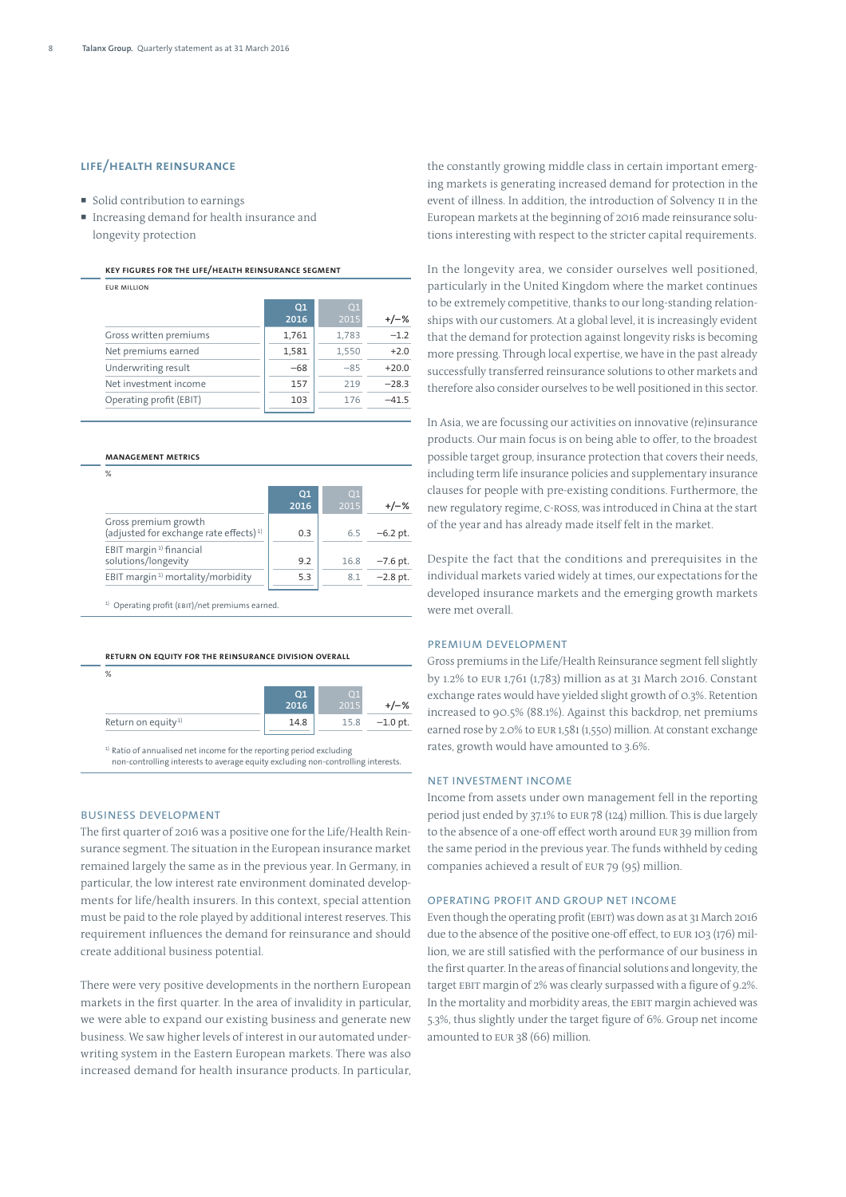## LIFE/HEALTH REINSURANCE

- Solid contribution to earnings
- Increasing demand for health insurance and longevity protection

**KEY FIGURES FOR THE LIFE/HEALTH REINSURANCE SEGMENT**

EUR MILLION

| | Q1 2016 | Q1 2015 | +/–% |
|---|---|---|---|
| Gross written premiums | 1,761 | 1,783 | –1.2 |
| Net premiums earned | 1,581 | 1,550 | +2.0 |
| Underwriting result | –68 | –85 | +20.0 |
| Net investment income | 157 | 219 | –28.3 |
| Operating profit (EBIT) | 103 | 176 | –41.5 |

**MANAGEMENT METRICS**

%

| | Q1 2016 | Q1 2015 | +/–% |
|---|---|---|---|
| Gross premium growth (adjusted for exchange rate effects) [1] | 0.3 | 6.5 | –6.2 pt. |
| EBIT margin [1] financial solutions/longevity | 9.2 | 16.8 | –7.6 pt. |
| EBIT margin [1] mortality/morbidity | 5.3 | 8.1 | –2.8 pt. |

[1] Operating profit (EBIT)/net premiums earned.

**RETURN ON EQUITY FOR THE REINSURANCE DIVISION OVERALL**

%

| | Q1 2016 | Q1 2015 | +/–% |
|---|---|---|---|
| Return on equity [1] | 14.8 | 15.8 | –1.0 pt. |

[1] Ratio of annualised net income for the reporting period excluding non-controlling interests to average equity excluding non-controlling interests.

### BUSINESS DEVELOPMENT

The first quarter of 2016 was a positive one for the Life/Health Reinsurance segment. The situation in the European insurance market remained largely the same as in the previous year. In Germany, in particular, the low interest rate environment dominated developments for life/health insurers. In this context, special attention must be paid to the role played by additional interest reserves. This requirement influences the demand for reinsurance and should create additional business potential.

There were very positive developments in the northern European markets in the first quarter. In the area of invalidity in particular, we were able to expand our existing business and generate new business. We saw higher levels of interest in our automated underwriting system in the Eastern European markets. There was also increased demand for health insurance products. In particular, the constantly growing middle class in certain important emerging markets is generating increased demand for protection in the event of illness. In addition, the introduction of Solvency II in the European markets at the beginning of 2016 made reinsurance solutions interesting with respect to the stricter capital requirements.

In the longevity area, we consider ourselves well positioned, particularly in the United Kingdom where the market continues to be extremely competitive, thanks to our long-standing relationships with our customers. At a global level, it is increasingly evident that the demand for protection against longevity risks is becoming more pressing. Through local expertise, we have in the past already successfully transferred reinsurance solutions to other markets and therefore also consider ourselves to be well positioned in this sector.

In Asia, we are focussing our activities on innovative (re)insurance products. Our main focus is on being able to offer, to the broadest possible target group, insurance protection that covers their needs, including term life insurance policies and supplementary insurance clauses for people with pre-existing conditions. Furthermore, the new regulatory regime, C-ROSS, was introduced in China at the start of the year and has already made itself felt in the market.

Despite the fact that the conditions and prerequisites in the individual markets varied widely at times, our expectations for the developed insurance markets and the emerging growth markets were met overall.

### PREMIUM DEVELOPMENT

Gross premiums in the Life/Health Reinsurance segment fell slightly by 1.2% to EUR 1,761 (1,783) million as at 31 March 2016. Constant exchange rates would have yielded slight growth of 0.3%. Retention increased to 90.5% (88.1%). Against this backdrop, net premiums earned rose by 2.0% to EUR 1,581 (1,550) million. At constant exchange rates, growth would have amounted to 3.6%.

### NET INVESTMENT INCOME

Income from assets under own management fell in the reporting period just ended by 37.1% to EUR 78 (124) million. This is due largely to the absence of a one-off effect worth around EUR 39 million from the same period in the previous year. The funds withheld by ceding companies achieved a result of EUR 79 (95) million.

### OPERATING PROFIT AND GROUP NET INCOME

Even though the operating profit (EBIT) was down as at 31 March 2016 due to the absence of the positive one-off effect, to EUR 103 (176) million, we are still satisfied with the performance of our business in the first quarter. In the areas of financial solutions and longevity, the target EBIT margin of 2% was clearly surpassed with a figure of 9.2%. In the mortality and morbidity areas, the EBIT margin achieved was 5.3%, thus slightly under the target figure of 6%. Group net income amounted to EUR 38 (66) million.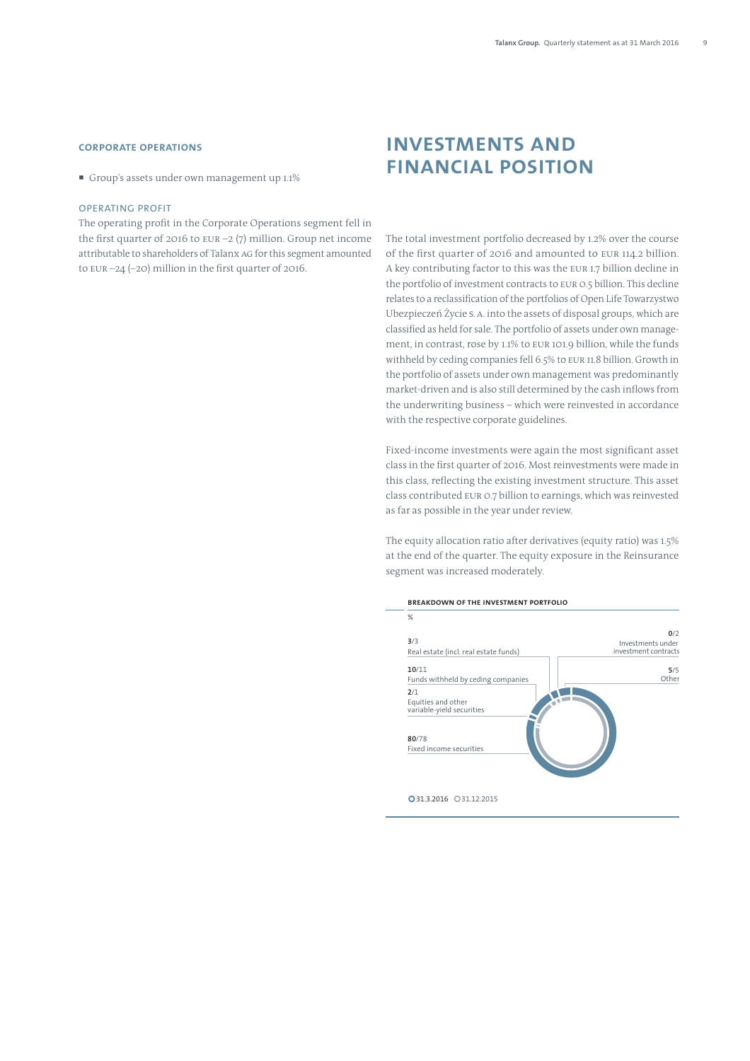### CORPORATE OPERATIONS

- Group's assets under own management up 1.1%

#### OPERATING PROFIT

The operating profit in the Corporate Operations segment fell in the first quarter of 2016 to EUR –2 (7) million. Group net income attributable to shareholders of Talanx AG for this segment amounted to EUR –24 (–20) million in the first quarter of 2016.

# INVESTMENTS AND FINANCIAL POSITION

The total investment portfolio decreased by 1.2% over the course of the first quarter of 2016 and amounted to EUR 114.2 billion. A key contributing factor to this was the EUR 1.7 billion decline in the portfolio of investment contracts to EUR 0.5 billion. This decline relates to a reclassification of the portfolios of Open Life Towarzystwo Ubezpieczeń Życie S. A. into the assets of disposal groups, which are classified as held for sale. The portfolio of assets under own management, in contrast, rose by 1.1% to EUR 101.9 billion, while the funds withheld by ceding companies fell 6.5% to EUR 11.8 billion. Growth in the portfolio of assets under own management was predominantly market-driven and is also still determined by the cash inflows from the underwriting business – which were reinvested in accordance with the respective corporate guidelines.

Fixed-income investments were again the most significant asset class in the first quarter of 2016. Most reinvestments were made in this class, reflecting the existing investment structure. This asset class contributed EUR 0.7 billion to earnings, which was reinvested as far as possible in the year under review.

The equity allocation ratio after derivatives (equity ratio) was 1.5% at the end of the quarter. The equity exposure in the Reinsurance segment was increased moderately.

**BREAKDOWN OF THE INVESTMENT PORTFOLIO**

%

0/2
Investments under investment contracts

3/3
Real estate (incl. real estate funds)

10/11
Funds withheld by ceding companies

5/5
Other

2/1
Equities and other variable-yield securities

80/78
Fixed income securities

31.3.2016 31.12.2015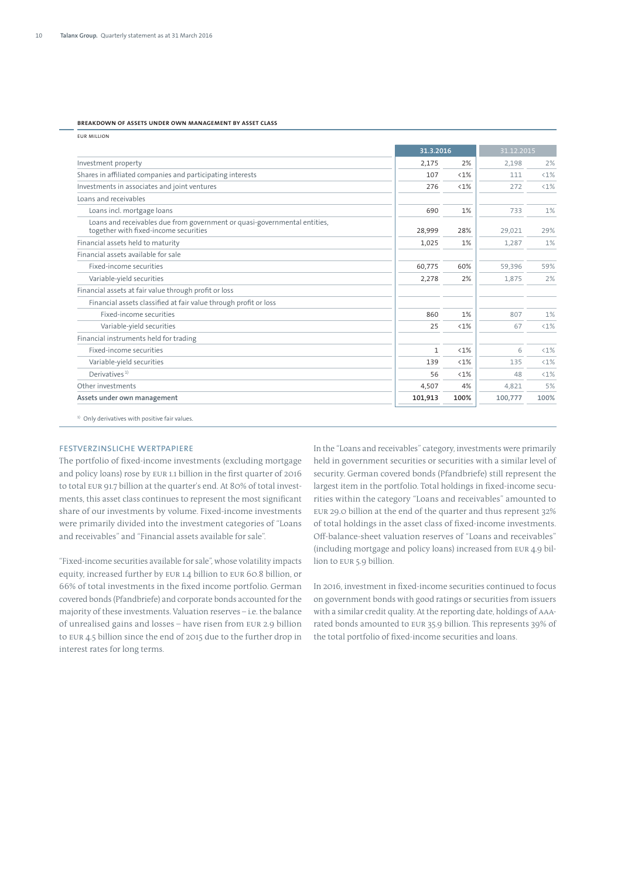**BREAKDOWN OF ASSETS UNDER OWN MANAGEMENT BY ASSET CLASS**

EUR MILLION

| | 31.3.2016 | | 31.12.2015 | |
|---|---|---|---|---|
| Investment property | 2,175 | 2% | 2,198 | 2% |
| Shares in affiliated companies and participating interests | 107 | <1% | 111 | <1% |
| Investments in associates and joint ventures | 276 | <1% | 272 | <1% |
| Loans and receivables | | | | |
| Loans incl. mortgage loans | 690 | 1% | 733 | 1% |
| Loans and receivables due from government or quasi-governmental entities, together with fixed-income securities | 28,999 | 28% | 29,021 | 29% |
| Financial assets held to maturity | 1,025 | 1% | 1,287 | 1% |
| Financial assets available for sale | | | | |
| Fixed-income securities | 60,775 | 60% | 59,396 | 59% |
| Variable-yield securities | 2,278 | 2% | 1,875 | 2% |
| Financial assets at fair value through profit or loss | | | | |
| Financial assets classified at fair value through profit or loss | | | | |
| Fixed-income securities | 860 | 1% | 807 | 1% |
| Variable-yield securities | 25 | <1% | 67 | <1% |
| Financial instruments held for trading | | | | |
| Fixed-income securities | 1 | <1% | 6 | <1% |
| Variable-yield securities | 139 | <1% | 135 | <1% |
| Derivatives [1] | 56 | <1% | 48 | <1% |
| Other investments | 4,507 | 4% | 4,821 | 5% |
| Assets under own management | 101,913 | 100% | 100,777 | 100% |

[1] Only derivatives with positive fair values.

## FESTVERZINSLICHE WERTPAPIERE

The portfolio of fixed-income investments (excluding mortgage and policy loans) rose by EUR 1.1 billion in the first quarter of 2016 to total EUR 91.7 billion at the quarter's end. At 80% of total investments, this asset class continues to represent the most significant share of our investments by volume. Fixed-income investments were primarily divided into the investment categories of "Loans and receivables" and "Financial assets available for sale".

"Fixed-income securities available for sale", whose volatility impacts equity, increased further by EUR 1.4 billion to EUR 60.8 billion, or 66% of total investments in the fixed income portfolio. German covered bonds (Pfandbriefe) and corporate bonds accounted for the majority of these investments. Valuation reserves – i.e. the balance of unrealised gains and losses – have risen from EUR 2.9 billion to EUR 4.5 billion since the end of 2015 due to the further drop in interest rates for long terms.

In the "Loans and receivables" category, investments were primarily held in government securities or securities with a similar level of security. German covered bonds (Pfandbriefe) still represent the largest item in the portfolio. Total holdings in fixed-income securities within the category "Loans and receivables" amounted to EUR 29.0 billion at the end of the quarter and thus represent 32% of total holdings in the asset class of fixed-income investments. Off-balance-sheet valuation reserves of "Loans and receivables" (including mortgage and policy loans) increased from EUR 4.9 billion to EUR 5.9 billion.

In 2016, investment in fixed-income securities continued to focus on government bonds with good ratings or securities from issuers with a similar credit quality. At the reporting date, holdings of AAA-rated bonds amounted to EUR 35.9 billion. This represents 39% of the total portfolio of fixed-income securities and loans.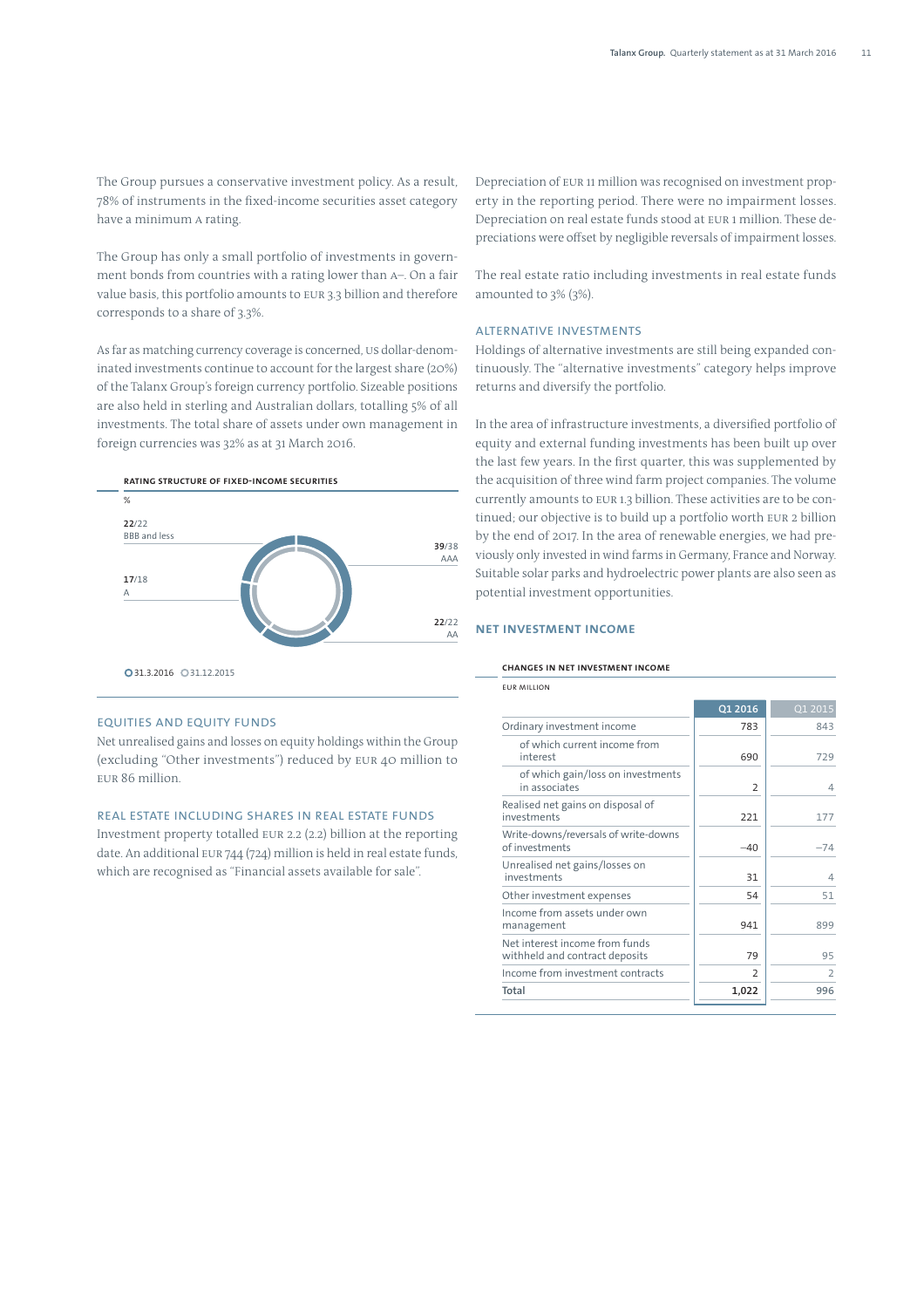The Group pursues a conservative investment policy. As a result, 78% of instruments in the fixed-income securities asset category have a minimum A rating.

The Group has only a small portfolio of investments in government bonds from countries with a rating lower than A–. On a fair value basis, this portfolio amounts to EUR 3.3 billion and therefore corresponds to a share of 3.3%.

As far as matching currency coverage is concerned, US dollar-denominated investments continue to account for the largest share (20%) of the Talanx Group's foreign currency portfolio. Sizeable positions are also held in sterling and Australian dollars, totalling 5% of all investments. The total share of assets under own management in foreign currencies was 32% as at 31 March 2016.

**RATING STRUCTURE OF FIXED-INCOME SECURITIES**

%

22/22
BBB and less

17/18
A

39/38
AAA

22/22
AA

31.3.2016 31.12.2015

### EQUITIES AND EQUITY FUNDS

Net unrealised gains and losses on equity holdings within the Group (excluding "Other investments") reduced by EUR 40 million to EUR 86 million.

### REAL ESTATE INCLUDING SHARES IN REAL ESTATE FUNDS

Investment property totalled EUR 2.2 (2.2) billion at the reporting date. An additional EUR 744 (724) million is held in real estate funds, which are recognised as "Financial assets available for sale".

Depreciation of EUR 11 million was recognised on investment property in the reporting period. There were no impairment losses. Depreciation on real estate funds stood at EUR 1 million. These depreciations were offset by negligible reversals of impairment losses.

The real estate ratio including investments in real estate funds amounted to 3% (3%).

### ALTERNATIVE INVESTMENTS

Holdings of alternative investments are still being expanded continuously. The "alternative investments" category helps improve returns and diversify the portfolio.

In the area of infrastructure investments, a diversified portfolio of equity and external funding investments has been built up over the last few years. In the first quarter, this was supplemented by the acquisition of three wind farm project companies. The volume currently amounts to EUR 1.3 billion. These activities are to be continued; our objective is to build up a portfolio worth EUR 2 billion by the end of 2017. In the area of renewable energies, we had previously only invested in wind farms in Germany, France and Norway. Suitable solar parks and hydroelectric power plants are also seen as potential investment opportunities.

## NET INVESTMENT INCOME

**CHANGES IN NET INVESTMENT INCOME**

EUR MILLION

| | Q1 2016 | Q1 2015 |
|---|---|---|
| Ordinary investment income | 783 | 843 |
| of which current income from interest | 690 | 729 |
| of which gain/loss on investments in associates | 2 | 4 |
| Realised net gains on disposal of investments | 221 | 177 |
| Write-downs/reversals of write-downs of investments | –40 | –74 |
| Unrealised net gains/losses on investments | 31 | 4 |
| Other investment expenses | 54 | 51 |
| Income from assets under own management | 941 | 899 |
| Net interest income from funds withheld and contract deposits | 79 | 95 |
| Income from investment contracts | 2 | 2 |
| **Total** | **1,022** | **996** |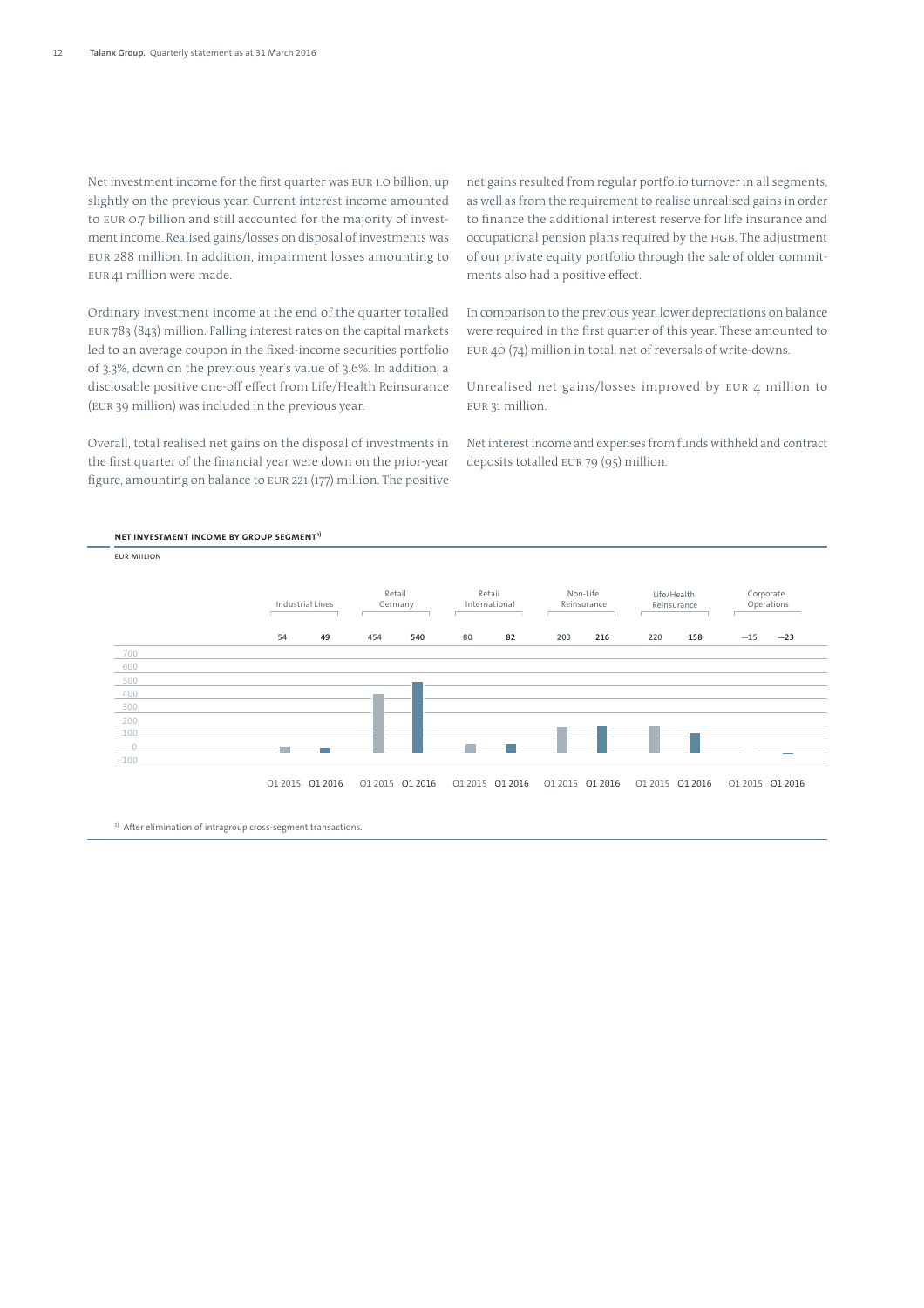Net investment income for the first quarter was EUR 1.0 billion, up slightly on the previous year. Current interest income amounted to EUR 0.7 billion and still accounted for the majority of investment income. Realised gains/losses on disposal of investments was EUR 288 million. In addition, impairment losses amounting to EUR 41 million were made.

Ordinary investment income at the end of the quarter totalled EUR 783 (843) million. Falling interest rates on the capital markets led to an average coupon in the fixed-income securities portfolio of 3.3%, down on the previous year's value of 3.6%. In addition, a disclosable positive one-off effect from Life/Health Reinsurance (EUR 39 million) was included in the previous year.

Overall, total realised net gains on the disposal of investments in the first quarter of the financial year were down on the prior-year figure, amounting on balance to EUR 221 (177) million. The positive net gains resulted from regular portfolio turnover in all segments, as well as from the requirement to realise unrealised gains in order to finance the additional interest reserve for life insurance and occupational pension plans required by the HGB. The adjustment of our private equity portfolio through the sale of older commitments also had a positive effect.

In comparison to the previous year, lower depreciations on balance were required in the first quarter of this year. These amounted to EUR 40 (74) million in total, net of reversals of write-downs.

Unrealised net gains/losses improved by EUR 4 million to EUR 31 million.

Net interest income and expenses from funds withheld and contract deposits totalled EUR 79 (95) million.

**NET INVESTMENT INCOME BY GROUP SEGMENT**[1]

EUR MILLION

Industrial Lines: 54, 49
Retail Germany: 454, 540
Retail International: 80, 82
Non-Life Reinsurance: 203, 216
Life/Health Reinsurance: 220, 158
Corporate Operations: −15, −23

700
600
500
400
300
200
100
0
−100

Q1 2015 Q1 2016 Q1 2015 Q1 2016 Q1 2015 Q1 2016 Q1 2015 Q1 2016 Q1 2015 Q1 2016 Q1 2015 Q1 2016

[1] After elimination of intragroup cross-segment transactions.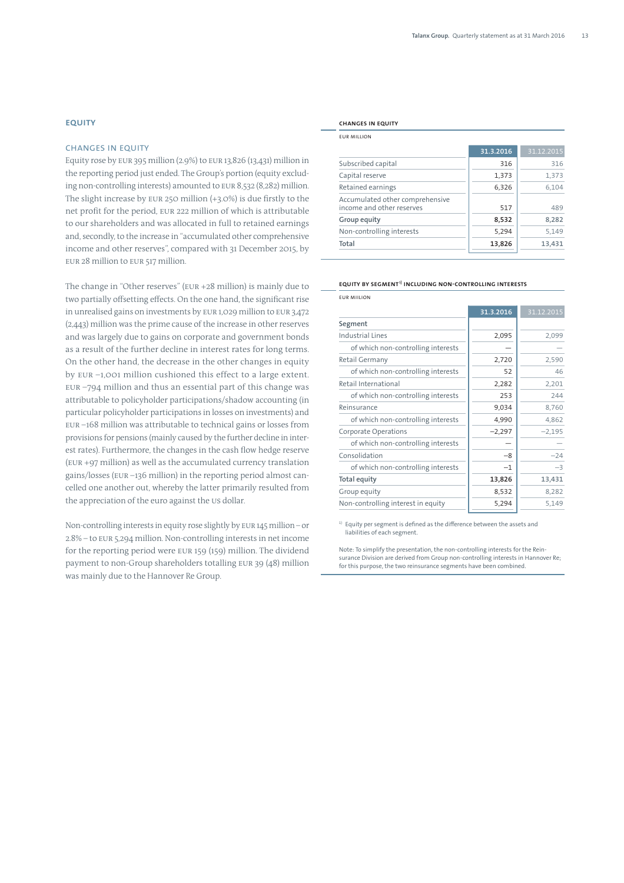## EQUITY

### CHANGES IN EQUITY

Equity rose by EUR 395 million (2.9%) to EUR 13,826 (13,431) million in the reporting period just ended. The Group's portion (equity excluding non-controlling interests) amounted to EUR 8,532 (8,282) million. The slight increase by EUR 250 million (+3.0%) is due firstly to the net profit for the period, EUR 222 million of which is attributable to our shareholders and was allocated in full to retained earnings and, secondly, to the increase in "accumulated other comprehensive income and other reserves", compared with 31 December 2015, by EUR 28 million to EUR 517 million.

The change in "Other reserves" (EUR +28 million) is mainly due to two partially offsetting effects. On the one hand, the significant rise in unrealised gains on investments by EUR 1,029 million to EUR 3,472 (2,443) million was the prime cause of the increase in other reserves and was largely due to gains on corporate and government bonds as a result of the further decline in interest rates for long terms. On the other hand, the decrease in the other changes in equity by EUR –1,001 million cushioned this effect to a large extent. EUR –794 million and thus an essential part of this change was attributable to policyholder participations/shadow accounting (in particular policyholder participations in losses on investments) and EUR –168 million was attributable to technical gains or losses from provisions for pensions (mainly caused by the further decline in interest rates). Furthermore, the changes in the cash flow hedge reserve (EUR +97 million) as well as the accumulated currency translation gains/losses (EUR –136 million) in the reporting period almost cancelled one another out, whereby the latter primarily resulted from the appreciation of the euro against the US dollar.

Non-controlling interests in equity rose slightly by EUR 145 million – or 2.8% – to EUR 5,294 million. Non-controlling interests in net income for the reporting period were EUR 159 (159) million. The dividend payment to non-Group shareholders totalling EUR 39 (48) million was mainly due to the Hannover Re Group.

**CHANGES IN EQUITY**

EUR MILLION

| | 31.3.2016 | 31.12.2015 |
|---|---|---|
| Subscribed capital | 316 | 316 |
| Capital reserve | 1,373 | 1,373 |
| Retained earnings | 6,326 | 6,104 |
| Accumulated other comprehensive income and other reserves | 517 | 489 |
| **Group equity** | **8,532** | **8,282** |
| Non-controlling interests | 5,294 | 5,149 |
| **Total** | **13,826** | **13,431** |

**EQUITY BY SEGMENT[1] INCLUDING NON-CONTROLLING INTERESTS**

EUR MIILION

| | 31.3.2016 | 31.12.2015 |
|---|---|---|
| Segment | | |
| Industrial Lines | 2,095 | 2,099 |
| of which non-controlling interests | — | — |
| Retail Germany | 2,720 | 2,590 |
| of which non-controlling interests | 52 | 46 |
| Retail International | 2,282 | 2,201 |
| of which non-controlling interests | 253 | 244 |
| Reinsurance | 9,034 | 8,760 |
| of which non-controlling interests | 4,990 | 4,862 |
| Corporate Operations | –2,297 | –2,195 |
| of which non-controlling interests | — | — |
| Consolidation | –8 | –24 |
| of which non-controlling interests | –1 | –3 |
| **Total equity** | **13,826** | **13,431** |
| Group equity | 8,532 | 8,282 |
| Non-controlling interest in equity | 5,294 | 5,149 |

[1] Equity per segment is defined as the difference between the assets and liabilities of each segment.

Note: To simplify the presentation, the non-controlling interests for the Reinsurance Division are derived from Group non-controlling interests in Hannover Re; for this purpose, the two reinsurance segments have been combined.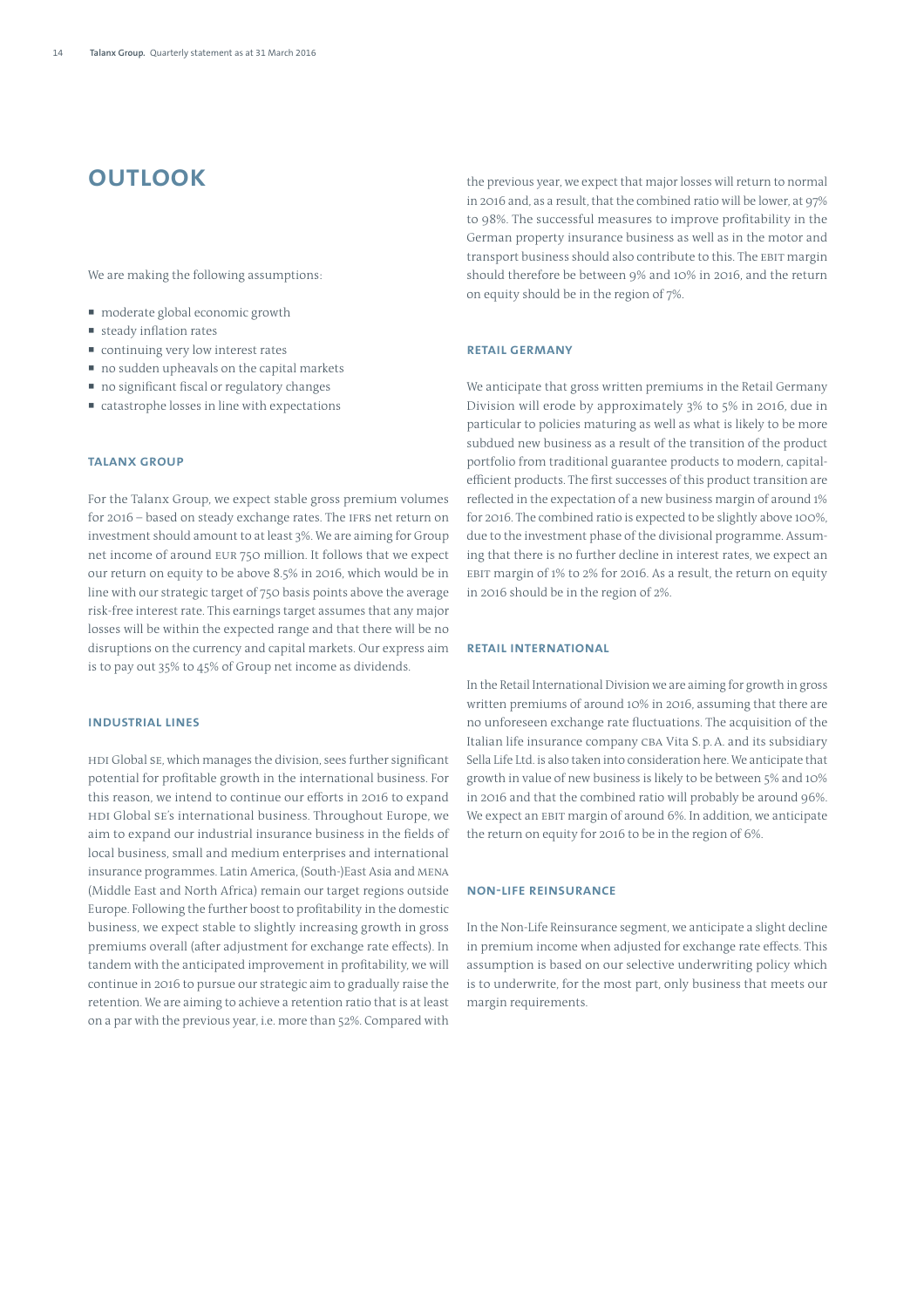# OUTLOOK

We are making the following assumptions:

- moderate global economic growth
- steady inflation rates
- continuing very low interest rates
- no sudden upheavals on the capital markets
- no significant fiscal or regulatory changes
- catastrophe losses in line with expectations

### TALANX GROUP

For the Talanx Group, we expect stable gross premium volumes for 2016 – based on steady exchange rates. The IFRS net return on investment should amount to at least 3%. We are aiming for Group net income of around EUR 750 million. It follows that we expect our return on equity to be above 8.5% in 2016, which would be in line with our strategic target of 750 basis points above the average risk-free interest rate. This earnings target assumes that any major losses will be within the expected range and that there will be no disruptions on the currency and capital markets. Our express aim is to pay out 35% to 45% of Group net income as dividends.

### INDUSTRIAL LINES

HDI Global SE, which manages the division, sees further significant potential for profitable growth in the international business. For this reason, we intend to continue our efforts in 2016 to expand HDI Global SE's international business. Throughout Europe, we aim to expand our industrial insurance business in the fields of local business, small and medium enterprises and international insurance programmes. Latin America, (South-)East Asia and MENA (Middle East and North Africa) remain our target regions outside Europe. Following the further boost to profitability in the domestic business, we expect stable to slightly increasing growth in gross premiums overall (after adjustment for exchange rate effects). In tandem with the anticipated improvement in profitability, we will continue in 2016 to pursue our strategic aim to gradually raise the retention. We are aiming to achieve a retention ratio that is at least on a par with the previous year, i.e. more than 52%. Compared with the previous year, we expect that major losses will return to normal in 2016 and, as a result, that the combined ratio will be lower, at 97% to 98%. The successful measures to improve profitability in the German property insurance business as well as in the motor and transport business should also contribute to this. The EBIT margin should therefore be between 9% and 10% in 2016, and the return on equity should be in the region of 7%.

### RETAIL GERMANY

We anticipate that gross written premiums in the Retail Germany Division will erode by approximately 3% to 5% in 2016, due in particular to policies maturing as well as what is likely to be more subdued new business as a result of the transition of the product portfolio from traditional guarantee products to modern, capital-efficient products. The first successes of this product transition are reflected in the expectation of a new business margin of around 1% for 2016. The combined ratio is expected to be slightly above 100%, due to the investment phase of the divisional programme. Assuming that there is no further decline in interest rates, we expect an EBIT margin of 1% to 2% for 2016. As a result, the return on equity in 2016 should be in the region of 2%.

### RETAIL INTERNATIONAL

In the Retail International Division we are aiming for growth in gross written premiums of around 10% in 2016, assuming that there are no unforeseen exchange rate fluctuations. The acquisition of the Italian life insurance company CBA Vita S. p. A. and its subsidiary Sella Life Ltd. is also taken into consideration here. We anticipate that growth in value of new business is likely to be between 5% and 10% in 2016 and that the combined ratio will probably be around 96%. We expect an EBIT margin of around 6%. In addition, we anticipate the return on equity for 2016 to be in the region of 6%.

### NON-LIFE REINSURANCE

In the Non-Life Reinsurance segment, we anticipate a slight decline in premium income when adjusted for exchange rate effects. This assumption is based on our selective underwriting policy which is to underwrite, for the most part, only business that meets our margin requirements.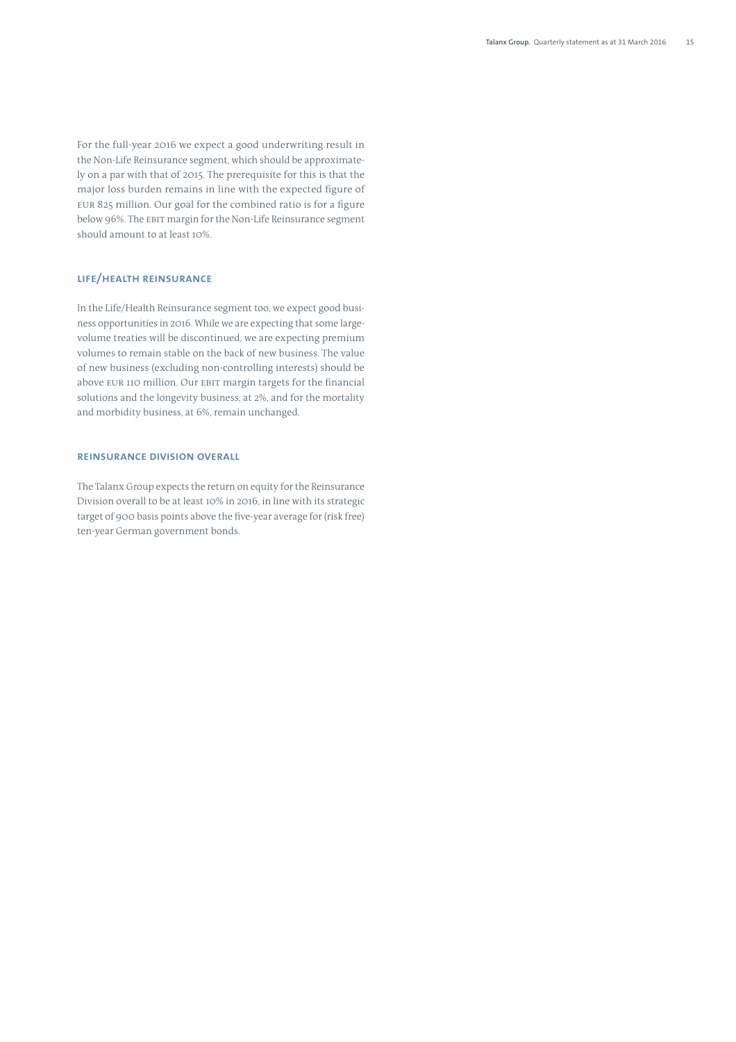For the full-year 2016 we expect a good underwriting result in the Non-Life Reinsurance segment, which should be approximately on a par with that of 2015. The prerequisite for this is that the major loss burden remains in line with the expected figure of EUR 825 million. Our goal for the combined ratio is for a figure below 96%. The EBIT margin for the Non-Life Reinsurance segment should amount to at least 10%.

## LIFE/HEALTH REINSURANCE

In the Life/Health Reinsurance segment too, we expect good business opportunities in 2016. While we are expecting that some large-volume treaties will be discontinued, we are expecting premium volumes to remain stable on the back of new business. The value of new business (excluding non-controlling interests) should be above EUR 110 million. Our EBIT margin targets for the financial solutions and the longevity business, at 2%, and for the mortality and morbidity business, at 6%, remain unchanged.

## REINSURANCE DIVISION OVERALL

The Talanx Group expects the return on equity for the Reinsurance Division overall to be at least 10% in 2016, in line with its strategic target of 900 basis points above the five-year average for (risk free) ten-year German government bonds.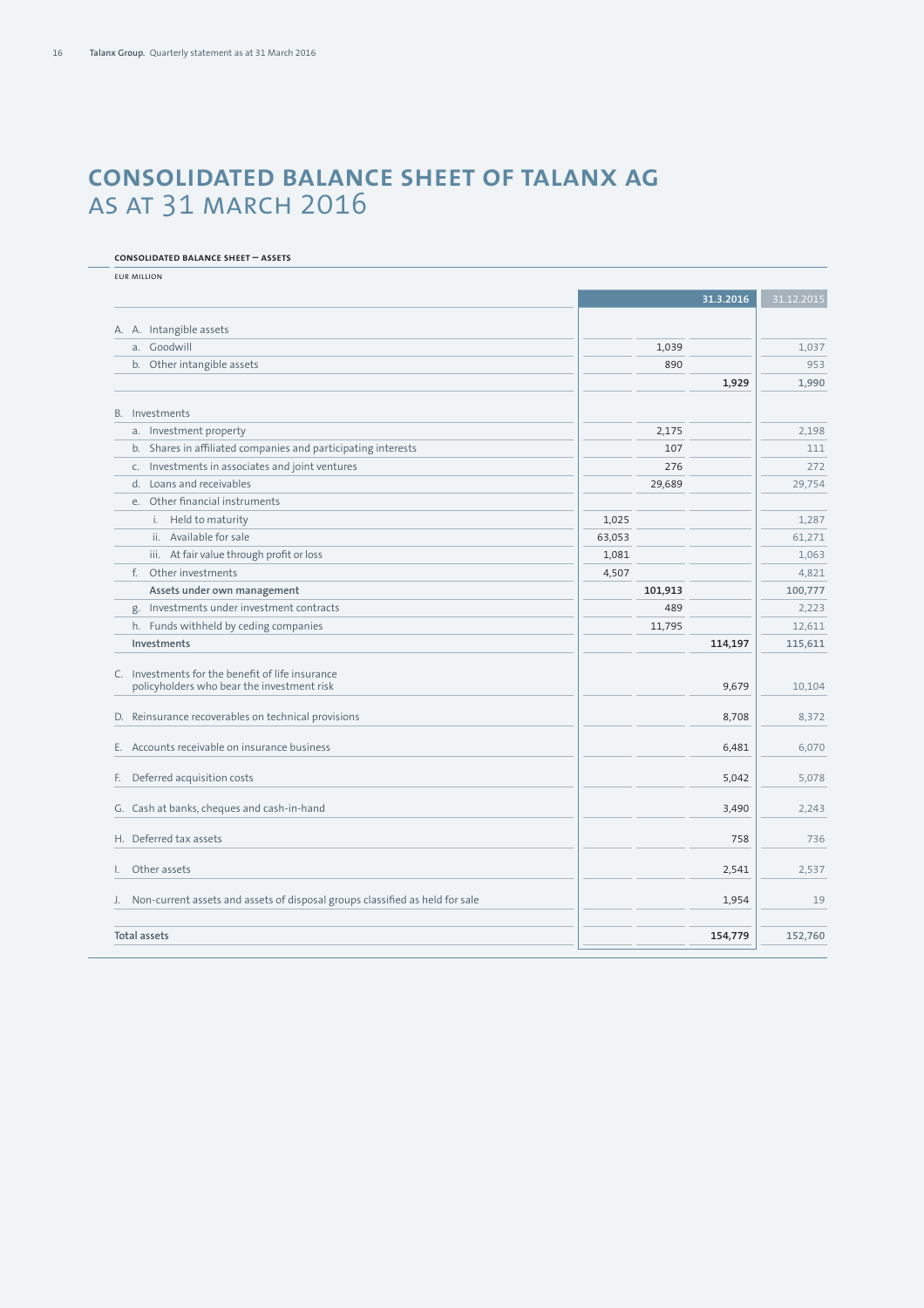# CONSOLIDATED BALANCE SHEET OF TALANX AG AS AT 31 MARCH 2016

**CONSOLIDATED BALANCE SHEET — ASSETS**

EUR MILLION

| | | | 31.3.2016 | 31.12.2015 |
|---|---|---|---|---|
| A. A. Intangible assets | | | | |
| a. Goodwill | | 1,039 | | 1,037 |
| b. Other intangible assets | | 890 | | 953 |
| | | | **1,929** | **1,990** |
| B. Investments | | | | |
| a. Investment property | | 2,175 | | 2,198 |
| b. Shares in affiliated companies and participating interests | | 107 | | 111 |
| c. Investments in associates and joint ventures | | 276 | | 272 |
| d. Loans and receivables | | 29,689 | | 29,754 |
| e. Other financial instruments | | | | |
| i. Held to maturity | 1,025 | | | 1,287 |
| ii. Available for sale | 63,053 | | | 61,271 |
| iii. At fair value through profit or loss | 1,081 | | | 1,063 |
| f. Other investments | 4,507 | | | 4,821 |
| **Assets under own management** | | **101,913** | | **100,777** |
| g. Investments under investment contracts | | 489 | | 2,223 |
| h. Funds withheld by ceding companies | | 11,795 | | 12,611 |
| **Investments** | | | **114,197** | **115,611** |
| C. Investments for the benefit of life insurance policyholders who bear the investment risk | | | 9,679 | 10,104 |
| D. Reinsurance recoverables on technical provisions | | | 8,708 | 8,372 |
| E. Accounts receivable on insurance business | | | 6,481 | 6,070 |
| F. Deferred acquisition costs | | | 5,042 | 5,078 |
| G. Cash at banks, cheques and cash-in-hand | | | 3,490 | 2,243 |
| H. Deferred tax assets | | | 758 | 736 |
| I. Other assets | | | 2,541 | 2,537 |
| J. Non-current assets and assets of disposal groups classified as held for sale | | | 1,954 | 19 |
| **Total assets** | | | **154,779** | **152,760** |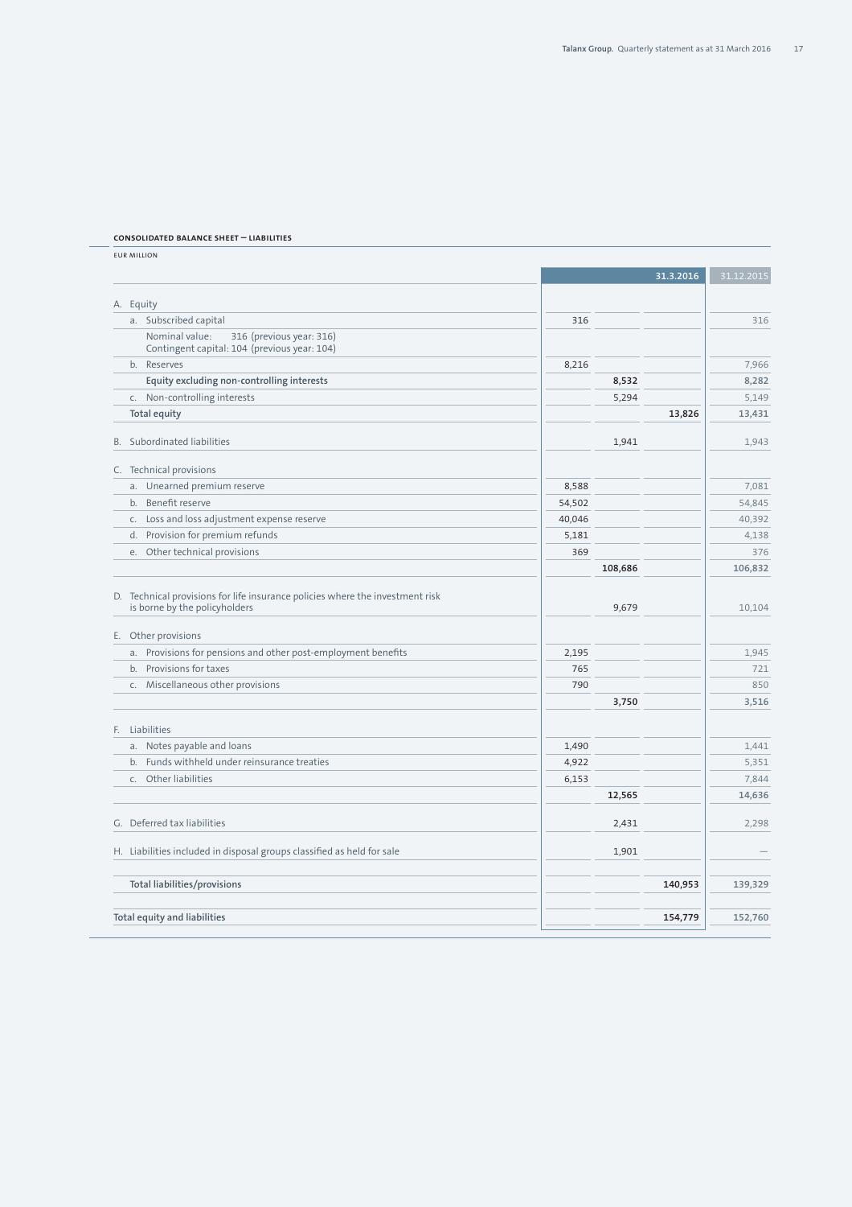**CONSOLIDATED BALANCE SHEET — LIABILITIES**

EUR MILLION

| | | | 31.3.2016 | 31.12.2015 |
|---|---|---|---|---|
| A. Equity | | | | |
| a. Subscribed capital | 316 | | | 316 |
| Nominal value: 316 (previous year: 316)<br>Contingent capital: 104 (previous year: 104) | | | | |
| b. Reserves | 8,216 | | | 7,966 |
| **Equity excluding non-controlling interests** | | **8,532** | | **8,282** |
| c. Non-controlling interests | | 5,294 | | 5,149 |
| **Total equity** | | | **13,826** | **13,431** |
| B. Subordinated liabilities | | 1,941 | | 1,943 |
| C. Technical provisions | | | | |
| a. Unearned premium reserve | 8,588 | | | 7,081 |
| b. Benefit reserve | 54,502 | | | 54,845 |
| c. Loss and loss adjustment expense reserve | 40,046 | | | 40,392 |
| d. Provision for premium refunds | 5,181 | | | 4,138 |
| e. Other technical provisions | 369 | | | 376 |
| | | **108,686** | | **106,832** |
| D. Technical provisions for life insurance policies where the investment risk is borne by the policyholders | | 9,679 | | 10,104 |
| E. Other provisions | | | | |
| a. Provisions for pensions and other post-employment benefits | 2,195 | | | 1,945 |
| b. Provisions for taxes | 765 | | | 721 |
| c. Miscellaneous other provisions | 790 | | | 850 |
| | | **3,750** | | **3,516** |
| F. Liabilities | | | | |
| a. Notes payable and loans | 1,490 | | | 1,441 |
| b. Funds withheld under reinsurance treaties | 4,922 | | | 5,351 |
| c. Other liabilities | 6,153 | | | 7,844 |
| | | **12,565** | | **14,636** |
| G. Deferred tax liabilities | | 2,431 | | 2,298 |
| H. Liabilities included in disposal groups classified as held for sale | | 1,901 | | — |
| **Total liabilities/provisions** | | | **140,953** | **139,329** |
| **Total equity and liabilities** | | | **154,779** | **152,760** |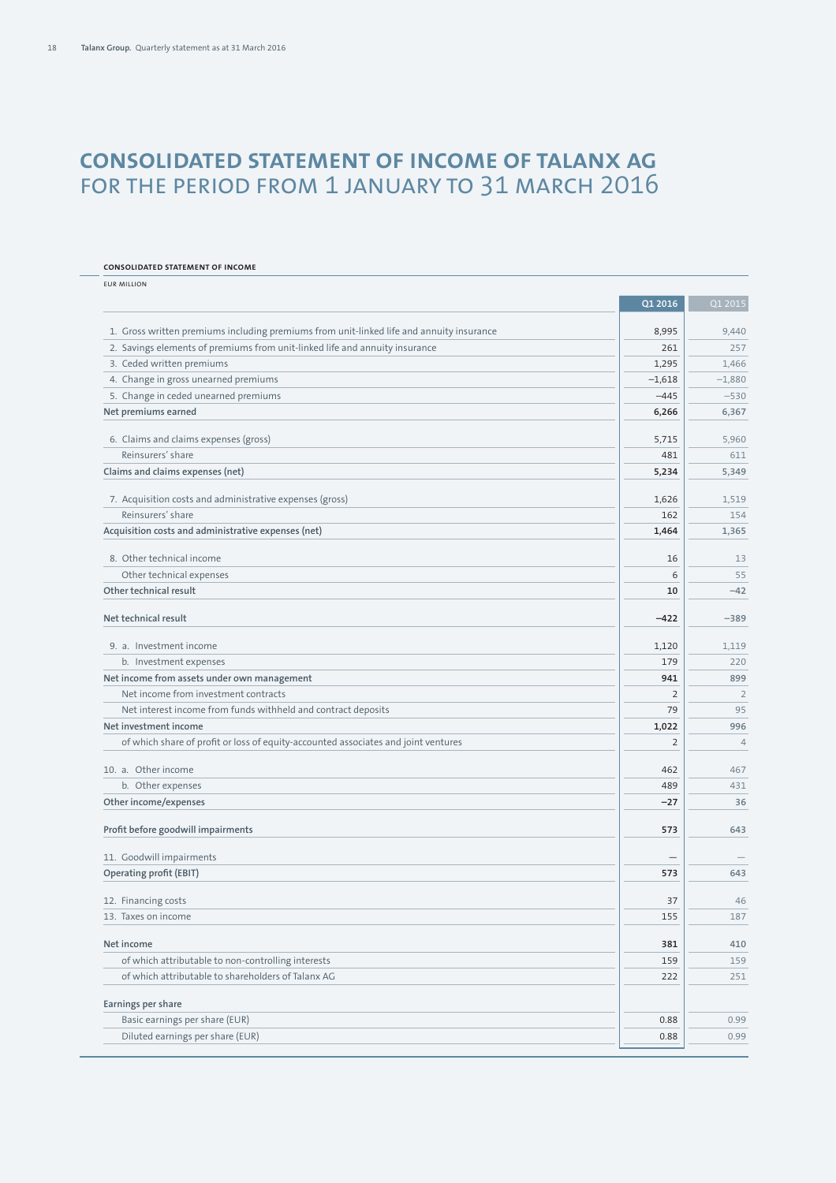# CONSOLIDATED STATEMENT OF INCOME OF TALANX AG FOR THE PERIOD FROM 1 JANUARY TO 31 MARCH 2016

**CONSOLIDATED STATEMENT OF INCOME**

EUR MILLION

| | Q1 2016 | Q1 2015 |
|---|---|---|
| 1. Gross written premiums including premiums from unit-linked life and annuity insurance | 8,995 | 9,440 |
| 2. Savings elements of premiums from unit-linked life and annuity insurance | 261 | 257 |
| 3. Ceded written premiums | 1,295 | 1,466 |
| 4. Change in gross unearned premiums | –1,618 | –1,880 |
| 5. Change in ceded unearned premiums | –445 | –530 |
| **Net premiums earned** | **6,266** | **6,367** |
| 6. Claims and claims expenses (gross) | 5,715 | 5,960 |
| Reinsurers' share | 481 | 611 |
| **Claims and claims expenses (net)** | **5,234** | **5,349** |
| 7. Acquisition costs and administrative expenses (gross) | 1,626 | 1,519 |
| Reinsurers' share | 162 | 154 |
| **Acquisition costs and administrative expenses (net)** | **1,464** | **1,365** |
| 8. Other technical income | 16 | 13 |
| Other technical expenses | 6 | 55 |
| **Other technical result** | **10** | **–42** |
| **Net technical result** | **–422** | **–389** |
| 9. a. Investment income | 1,120 | 1,119 |
| b. Investment expenses | 179 | 220 |
| **Net income from assets under own management** | **941** | **899** |
| Net income from investment contracts | 2 | 2 |
| Net interest income from funds withheld and contract deposits | 79 | 95 |
| **Net investment income** | **1,022** | **996** |
| of which share of profit or loss of equity-accounted associates and joint ventures | 2 | 4 |
| 10. a. Other income | 462 | 467 |
| b. Other expenses | 489 | 431 |
| **Other income/expenses** | **–27** | **36** |
| **Profit before goodwill impairments** | **573** | **643** |
| 11. Goodwill impairments | — | — |
| **Operating profit (EBIT)** | **573** | **643** |
| 12. Financing costs | 37 | 46 |
| 13. Taxes on income | 155 | 187 |
| **Net income** | **381** | **410** |
| of which attributable to non-controlling interests | 159 | 159 |
| of which attributable to shareholders of Talanx AG | 222 | 251 |
| **Earnings per share** | | |
| Basic earnings per share (EUR) | 0.88 | 0.99 |
| Diluted earnings per share (EUR) | 0.88 | 0.99 |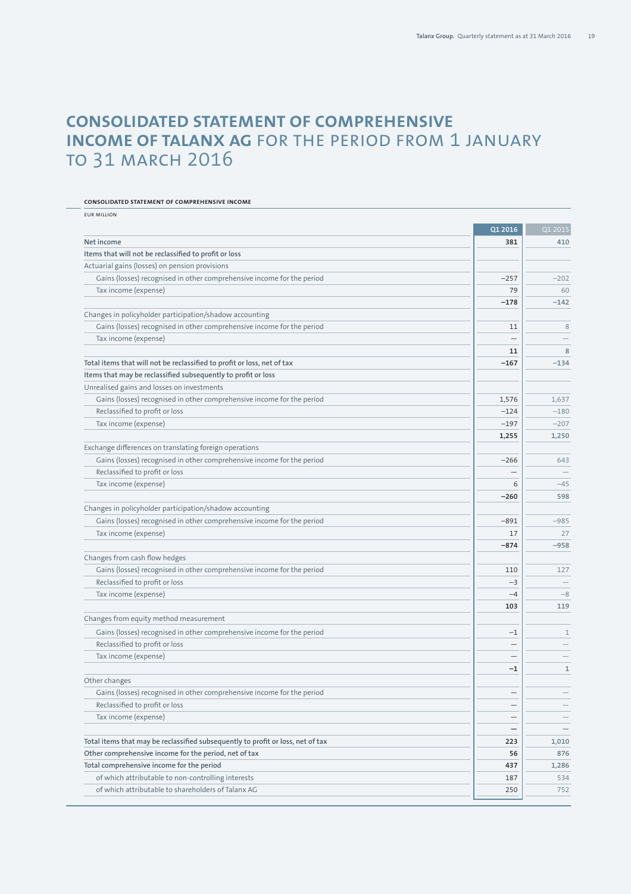# CONSOLIDATED STATEMENT OF COMPREHENSIVE INCOME OF TALANX AG FOR THE PERIOD FROM 1 JANUARY TO 31 MARCH 2016

**CONSOLIDATED STATEMENT OF COMPREHENSIVE INCOME**

EUR MILLION

| | Q1 2016 | Q1 2015 |
|---|---|---|
| **Net income** | **381** | 410 |
| **Items that will not be reclassified to profit or loss** | | |
| Actuarial gains (losses) on pension provisions | | |
| Gains (losses) recognised in other comprehensive income for the period | −257 | −202 |
| Tax income (expense) | 79 | 60 |
| | **−178** | −142 |
| Changes in policyholder participation/shadow accounting | | |
| Gains (losses) recognised in other comprehensive income for the period | 11 | 8 |
| Tax income (expense) | — | — |
| | **11** | 8 |
| **Total items that will not be reclassified to profit or loss, net of tax** | **−167** | −134 |
| **Items that may be reclassified subsequently to profit or loss** | | |
| Unrealised gains and losses on investments | | |
| Gains (losses) recognised in other comprehensive income for the period | 1,576 | 1,637 |
| Reclassified to profit or loss | −124 | −180 |
| Tax income (expense) | −197 | −207 |
| | **1,255** | 1,250 |
| Exchange differences on translating foreign operations | | |
| Gains (losses) recognised in other comprehensive income for the period | −266 | 643 |
| Reclassified to profit or loss | — | — |
| Tax income (expense) | 6 | −45 |
| | **−260** | 598 |
| Changes in policyholder participation/shadow accounting | | |
| Gains (losses) recognised in other comprehensive income for the period | −891 | −985 |
| Tax income (expense) | 17 | 27 |
| | **−874** | −958 |
| Changes from cash flow hedges | | |
| Gains (losses) recognised in other comprehensive income for the period | 110 | 127 |
| Reclassified to profit or loss | −3 | — |
| Tax income (expense) | −4 | −8 |
| | **103** | 119 |
| Changes from equity method measurement | | |
| Gains (losses) recognised in other comprehensive income for the period | −1 | 1 |
| Reclassified to profit or loss | — | — |
| Tax income (expense) | — | — |
| | **−1** | 1 |
| Other changes | | |
| Gains (losses) recognised in other comprehensive income for the period | — | — |
| Reclassified to profit or loss | — | — |
| Tax income (expense) | — | — |
| | **—** | — |
| **Total items that may be reclassified subsequently to profit or loss, net of tax** | **223** | 1,010 |
| **Other comprehensive income for the period, net of tax** | **56** | 876 |
| **Total comprehensive income for the period** | **437** | 1,286 |
| of which attributable to non-controlling interests | 187 | 534 |
| of which attributable to shareholders of Talanx AG | 250 | 752 |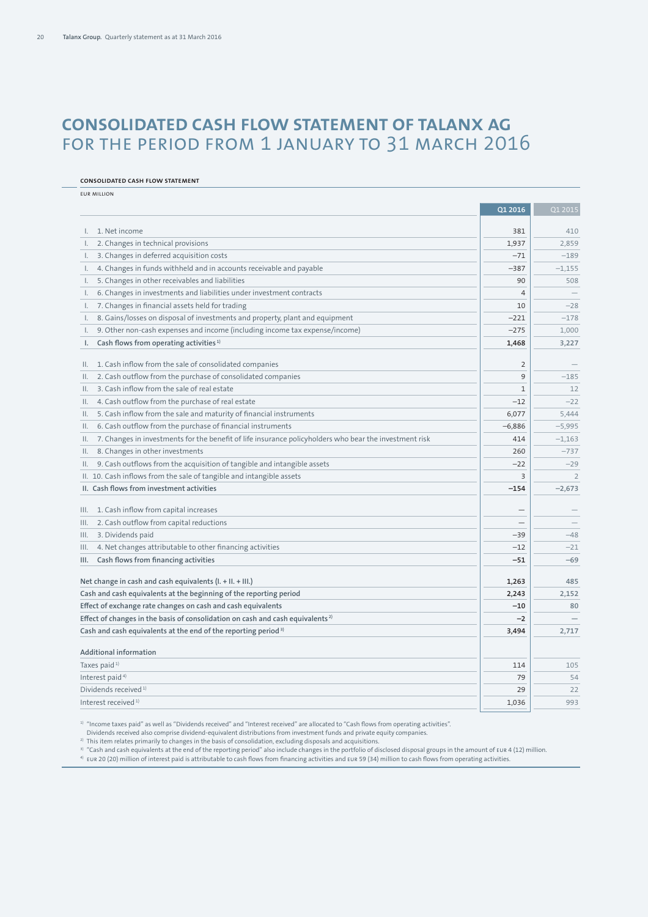# CONSOLIDATED CASH FLOW STATEMENT OF TALANX AG
## FOR THE PERIOD FROM 1 JANUARY TO 31 MARCH 2016

**CONSOLIDATED CASH FLOW STATEMENT**

EUR MILLION

| | Q1 2016 | Q1 2015 |
|---|---|---|
| I. 1. Net income | 381 | 410 |
| I. 2. Changes in technical provisions | 1,937 | 2,859 |
| I. 3. Changes in deferred acquisition costs | −71 | −189 |
| I. 4. Changes in funds withheld and in accounts receivable and payable | −387 | −1,155 |
| I. 5. Changes in other receivables and liabilities | 90 | 508 |
| I. 6. Changes in investments and liabilities under investment contracts | 4 | — |
| I. 7. Changes in financial assets held for trading | 10 | −28 |
| I. 8. Gains/losses on disposal of investments and property, plant and equipment | −221 | −178 |
| I. 9. Other non-cash expenses and income (including income tax expense/income) | −275 | 1,000 |
| **I. Cash flows from operating activities [1]** | **1,468** | 3,227 |
| II. 1. Cash inflow from the sale of consolidated companies | 2 | — |
| II. 2. Cash outflow from the purchase of consolidated companies | 9 | −185 |
| II. 3. Cash inflow from the sale of real estate | 1 | 12 |
| II. 4. Cash outflow from the purchase of real estate | −12 | −22 |
| II. 5. Cash inflow from the sale and maturity of financial instruments | 6,077 | 5,444 |
| II. 6. Cash outflow from the purchase of financial instruments | −6,886 | −5,995 |
| II. 7. Changes in investments for the benefit of life insurance policyholders who bear the investment risk | 414 | −1,163 |
| II. 8. Changes in other investments | 260 | −737 |
| II. 9. Cash outflows from the acquisition of tangible and intangible assets | −22 | −29 |
| II. 10. Cash inflows from the sale of tangible and intangible assets | 3 | 2 |
| **II. Cash flows from investment activities** | **−154** | −2,673 |
| III. 1. Cash inflow from capital increases | — | — |
| III. 2. Cash outflow from capital reductions | — | — |
| III. 3. Dividends paid | −39 | −48 |
| III. 4. Net changes attributable to other financing activities | −12 | −21 |
| **III. Cash flows from financing activities** | **−51** | −69 |
| **Net change in cash and cash equivalents (I. + II. + III.)** | **1,263** | 485 |
| **Cash and cash equivalents at the beginning of the reporting period** | **2,243** | 2,152 |
| **Effect of exchange rate changes on cash and cash equivalents** | **−10** | 80 |
| **Effect of changes in the basis of consolidation on cash and cash equivalents [2]** | **−2** | — |
| **Cash and cash equivalents at the end of the reporting period [3]** | **3,494** | 2,717 |
| **Additional information** | | |
| Taxes paid [1] | 114 | 105 |
| Interest paid [4] | 79 | 54 |
| Dividends received [1] | 29 | 22 |
| Interest received [1] | 1,036 | 993 |

[1] "Income taxes paid" as well as "Dividends received" and "Interest received" are allocated to "Cash flows from operating activities". Dividends received also comprise dividend-equivalent distributions from investment funds and private equity companies.

[2] This item relates primarily to changes in the basis of consolidation, excluding disposals and acquisitions.

[3] "Cash and cash equivalents at the end of the reporting period" also include changes in the portfolio of disclosed disposal groups in the amount of EUR 4 (12) million.

[4] EUR 20 (20) million of interest paid is attributable to cash flows from financing activities and EUR 59 (34) million to cash flows from operating activities.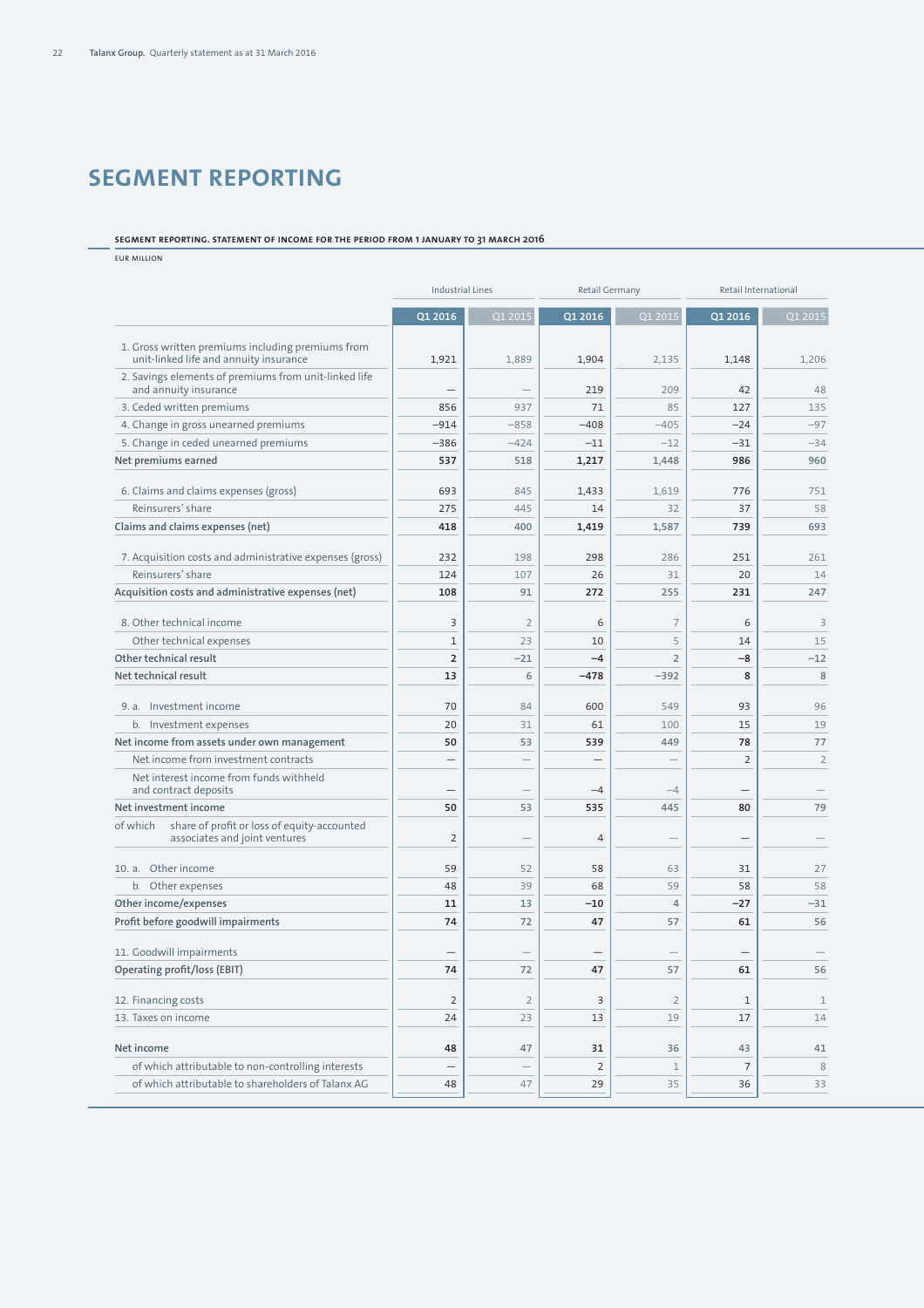# SEGMENT REPORTING

**SEGMENT REPORTING. STATEMENT OF INCOME FOR THE PERIOD FROM 1 JANUARY TO 31 MARCH 2016**

EUR MILLION

| | Industrial Lines | | Retail Germany | | Retail International | |
|---|---|---|---|---|---|---|
| | Q1 2016 | Q1 2015 | Q1 2016 | Q1 2015 | Q1 2016 | Q1 2015 |
| 1. Gross written premiums including premiums from unit-linked life and annuity insurance | 1,921 | 1,889 | 1,904 | 2,135 | 1,148 | 1,206 |
| 2. Savings elements of premiums from unit-linked life and annuity insurance | — | — | 219 | 209 | 42 | 48 |
| 3. Ceded written premiums | 856 | 937 | 71 | 85 | 127 | 135 |
| 4. Change in gross unearned premiums | −914 | −858 | −408 | −405 | −24 | −97 |
| 5. Change in ceded unearned premiums | −386 | −424 | −11 | −12 | −31 | −34 |
| **Net premiums earned** | **537** | 518 | **1,217** | 1,448 | **986** | 960 |
| 6. Claims and claims expenses (gross) | 693 | 845 | 1,433 | 1,619 | 776 | 751 |
| Reinsurers' share | 275 | 445 | 14 | 32 | 37 | 58 |
| **Claims and claims expenses (net)** | **418** | 400 | **1,419** | 1,587 | **739** | 693 |
| 7. Acquisition costs and administrative expenses (gross) | 232 | 198 | 298 | 286 | 251 | 261 |
| Reinsurers' share | 124 | 107 | 26 | 31 | 20 | 14 |
| **Acquisition costs and administrative expenses (net)** | **108** | 91 | **272** | 255 | **231** | 247 |
| 8. Other technical income | 3 | 2 | 6 | 7 | 6 | 3 |
| Other technical expenses | 1 | 23 | 10 | 5 | 14 | 15 |
| **Other technical result** | **2** | −21 | **−4** | 2 | **−8** | −12 |
| **Net technical result** | **13** | 6 | **−478** | −392 | **8** | 8 |
| 9. a. Investment income | 70 | 84 | 600 | 549 | 93 | 96 |
| b. Investment expenses | 20 | 31 | 61 | 100 | 15 | 19 |
| **Net income from assets under own management** | **50** | 53 | **539** | 449 | **78** | 77 |
| Net income from investment contracts | — | — | — | — | 2 | 2 |
| Net interest income from funds withheld and contract deposits | — | — | −4 | −4 | — | — |
| **Net investment income** | **50** | 53 | **535** | 445 | **80** | 79 |
| of which share of profit or loss of equity-accounted associates and joint ventures | 2 | — | 4 | — | — | — |
| 10. a. Other income | 59 | 52 | 58 | 63 | 31 | 27 |
| b. Other expenses | 48 | 39 | 68 | 59 | 58 | 58 |
| **Other income/expenses** | **11** | 13 | **−10** | 4 | **−27** | −31 |
| **Profit before goodwill impairments** | **74** | 72 | **47** | 57 | **61** | 56 |
| 11. Goodwill impairments | — | — | — | — | — | — |
| **Operating profit/loss (EBIT)** | **74** | 72 | **47** | 57 | **61** | 56 |
| 12. Financing costs | 2 | 2 | 3 | 2 | 1 | 1 |
| 13. Taxes on income | 24 | 23 | 13 | 19 | 17 | 14 |
| **Net income** | **48** | 47 | **31** | 36 | **43** | 41 |
| of which attributable to non-controlling interests | — | — | 2 | 1 | 7 | 8 |
| of which attributable to shareholders of Talanx AG | 48 | 47 | 29 | 35 | 36 | 33 |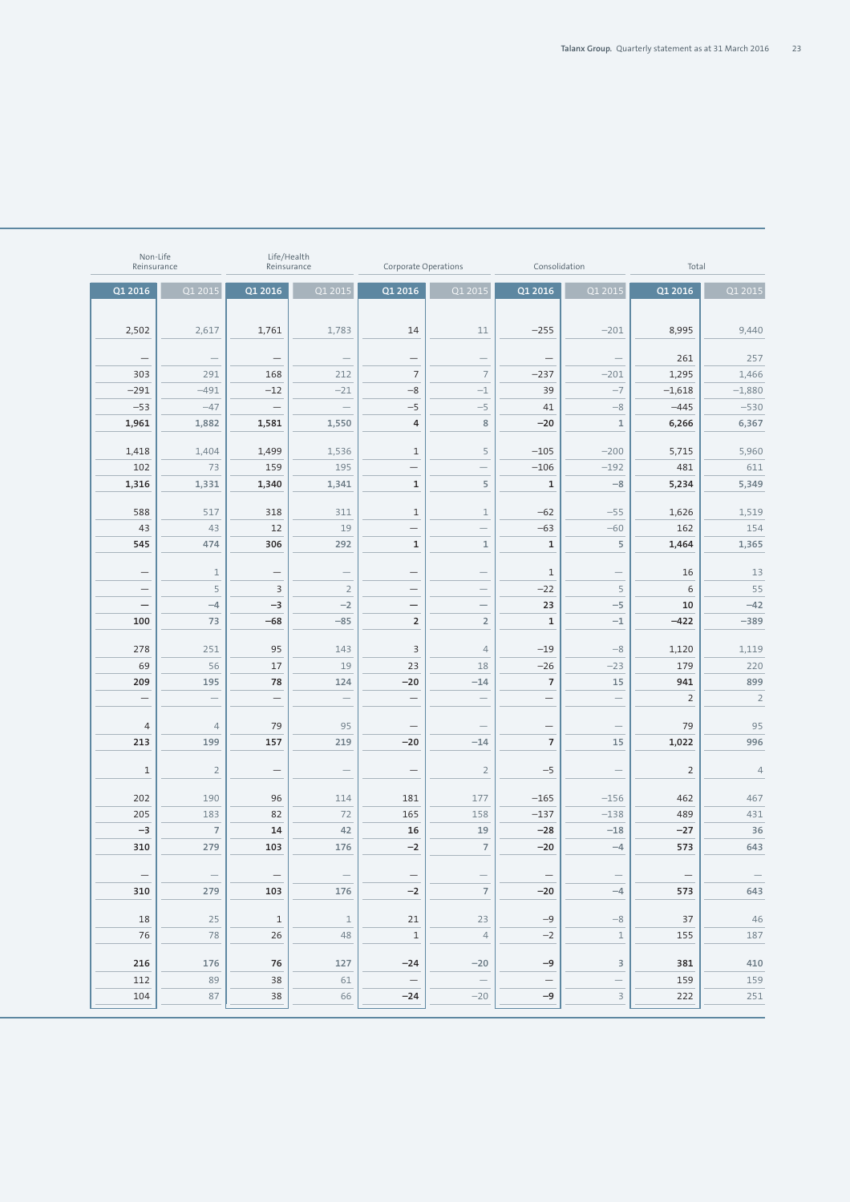| Non-Life Reinsurance | | Life/Health Reinsurance | | Corporate Operations | | Consolidation | | Total | |
|---|---|---|---|---|---|---|---|---|---|
| Q1 2016 | Q1 2015 | Q1 2016 | Q1 2015 | Q1 2016 | Q1 2015 | Q1 2016 | Q1 2015 | Q1 2016 | Q1 2015 |
| 2,502 | 2,617 | 1,761 | 1,783 | 14 | 11 | −255 | −201 | 8,995 | 9,440 |
| — | — | — | — | — | — | — | — | 261 | 257 |
| 303 | 291 | 168 | 212 | 7 | 7 | −237 | −201 | 1,295 | 1,466 |
| −291 | −491 | −12 | −21 | −8 | −1 | 39 | −7 | −1,618 | −1,880 |
| −53 | −47 | — | — | −5 | −5 | 41 | −8 | −445 | −530 |
| **1,961** | **1,882** | **1,581** | **1,550** | **4** | **8** | **−20** | **1** | **6,266** | **6,367** |
| 1,418 | 1,404 | 1,499 | 1,536 | 1 | 5 | −105 | −200 | 5,715 | 5,960 |
| 102 | 73 | 159 | 195 | — | — | −106 | −192 | 481 | 611 |
| **1,316** | **1,331** | **1,340** | **1,341** | **1** | **5** | **1** | **−8** | **5,234** | **5,349** |
| 588 | 517 | 318 | 311 | 1 | 1 | −62 | −55 | 1,626 | 1,519 |
| 43 | 43 | 12 | 19 | — | — | −63 | −60 | 162 | 154 |
| **545** | **474** | **306** | **292** | **1** | **1** | **1** | **5** | **1,464** | **1,365** |
| — | 1 | — | — | — | — | 1 | — | 16 | 13 |
| — | 5 | 3 | 2 | — | — | −22 | 5 | 6 | 55 |
| **—** | **−4** | **−3** | **−2** | **—** | **—** | **23** | **−5** | **10** | **−42** |
| **100** | **73** | **−68** | **−85** | **2** | **2** | **1** | **−1** | **−422** | **−389** |
| 278 | 251 | 95 | 143 | 3 | 4 | −19 | −8 | 1,120 | 1,119 |
| 69 | 56 | 17 | 19 | 23 | 18 | −26 | −23 | 179 | 220 |
| **209** | **195** | **78** | **124** | **−20** | **−14** | **7** | **15** | **941** | **899** |
| — | — | — | — | — | — | — | — | 2 | 2 |
| 4 | 4 | 79 | 95 | — | — | — | — | 79 | 95 |
| **213** | **199** | **157** | **219** | **−20** | **−14** | **7** | **15** | **1,022** | **996** |
| 1 | 2 | — | — | — | 2 | −5 | — | 2 | 4 |
| 202 | 190 | 96 | 114 | 181 | 177 | −165 | −156 | 462 | 467 |
| 205 | 183 | 82 | 72 | 165 | 158 | −137 | −138 | 489 | 431 |
| **−3** | **7** | **14** | **42** | **16** | **19** | **−28** | **−18** | **−27** | **36** |
| **310** | **279** | **103** | **176** | **−2** | **7** | **−20** | **−4** | **573** | **643** |
| — | — | — | — | — | — | — | — | — | — |
| **310** | **279** | **103** | **176** | **−2** | **7** | **−20** | **−4** | **573** | **643** |
| 18 | 25 | 1 | 1 | 21 | 23 | −9 | −8 | 37 | 46 |
| 76 | 78 | 26 | 48 | 1 | 4 | −2 | 1 | 155 | 187 |
| **216** | **176** | **76** | **127** | **−24** | **−20** | **−9** | **3** | **381** | **410** |
| 112 | 89 | 38 | 61 | — | — | — | — | 159 | 159 |
| 104 | 87 | 38 | 66 | −24 | −20 | −9 | 3 | 222 | 251 |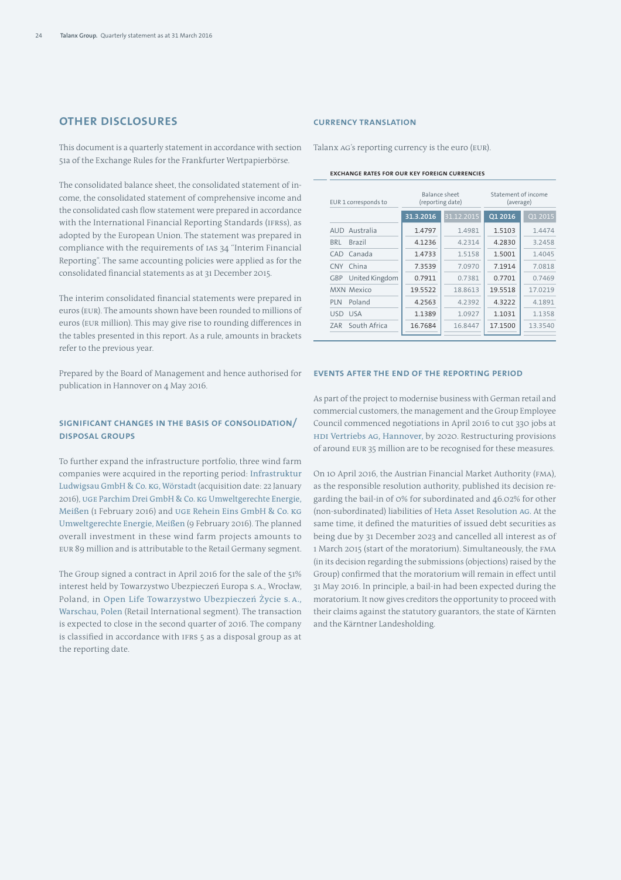## OTHER DISCLOSURES

This document is a quarterly statement in accordance with section 51a of the Exchange Rules for the Frankfurter Wertpapierbörse.

The consolidated balance sheet, the consolidated statement of income, the consolidated statement of comprehensive income and the consolidated cash flow statement were prepared in accordance with the International Financial Reporting Standards (IFRSs), as adopted by the European Union. The statement was prepared in compliance with the requirements of IAS 34 "Interim Financial Reporting". The same accounting policies were applied as for the consolidated financial statements as at 31 December 2015.

The interim consolidated financial statements were prepared in euros (EUR). The amounts shown have been rounded to millions of euros (EUR million). This may give rise to rounding differences in the tables presented in this report. As a rule, amounts in brackets refer to the previous year.

Prepared by the Board of Management and hence authorised for publication in Hannover on 4 May 2016.

### SIGNIFICANT CHANGES IN THE BASIS OF CONSOLIDATION/DISPOSAL GROUPS

To further expand the infrastructure portfolio, three wind farm companies were acquired in the reporting period: Infrastruktur Ludwigsau GmbH & Co. KG, Wörstadt (acquisition date: 22 January 2016), UGE Parchim Drei GmbH & Co. KG Umweltgerechte Energie, Meißen (1 February 2016) and UGE Rehein Eins GmbH & Co. KG Umweltgerechte Energie, Meißen (9 February 2016). The planned overall investment in these wind farm projects amounts to EUR 89 million and is attributable to the Retail Germany segment.

The Group signed a contract in April 2016 for the sale of the 51% interest held by Towarzystwo Ubezpieczeń Europa S. A., Wrocław, Poland, in Open Life Towarzystwo Ubezpieczeń Życie S. A., Warschau, Polen (Retail International segment). The transaction is expected to close in the second quarter of 2016. The company is classified in accordance with IFRS 5 as a disposal group as at the reporting date.

### CURRENCY TRANSLATION

Talanx AG's reporting currency is the euro (EUR).

**EXCHANGE RATES FOR OUR KEY FOREIGN CURRENCIES**

| EUR 1 corresponds to | | Balance sheet (reporting date) | | Statement of income (average) | |
|---|---|---|---|---|---|
| | | 31.3.2016 | 31.12.2015 | Q1 2016 | Q1 2015 |
| AUD | Australia | 1.4797 | 1.4981 | 1.5103 | 1.4474 |
| BRL | Brazil | 4.1236 | 4.2314 | 4.2830 | 3.2458 |
| CAD | Canada | 1.4733 | 1.5158 | 1.5001 | 1.4045 |
| CNY | China | 7.3539 | 7.0970 | 7.1914 | 7.0818 |
| GBP | United Kingdom | 0.7911 | 0.7381 | 0.7701 | 0.7469 |
| MXN | Mexico | 19.5522 | 18.8613 | 19.5518 | 17.0219 |
| PLN | Poland | 4.2563 | 4.2392 | 4.3222 | 4.1891 |
| USD | USA | 1.1389 | 1.0927 | 1.1031 | 1.1358 |
| ZAR | South Africa | 16.7684 | 16.8447 | 17.1500 | 13.3540 |

### EVENTS AFTER THE END OF THE REPORTING PERIOD

As part of the project to modernise business with German retail and commercial customers, the management and the Group Employee Council commenced negotiations in April 2016 to cut 330 jobs at HDI Vertriebs AG, Hannover, by 2020. Restructuring provisions of around EUR 35 million are to be recognised for these measures.

On 10 April 2016, the Austrian Financial Market Authority (FMA), as the responsible resolution authority, published its decision regarding the bail-in of 0% for subordinated and 46.02% for other (non-subordinated) liabilities of Heta Asset Resolution AG. At the same time, it defined the maturities of issued debt securities as being due by 31 December 2023 and cancelled all interest as of 1 March 2015 (start of the moratorium). Simultaneously, the FMA (in its decision regarding the submissions (objections) raised by the Group) confirmed that the moratorium will remain in effect until 31 May 2016. In principle, a bail-in had been expected during the moratorium. It now gives creditors the opportunity to proceed with their claims against the statutory guarantors, the state of Kärnten and the Kärntner Landesholding.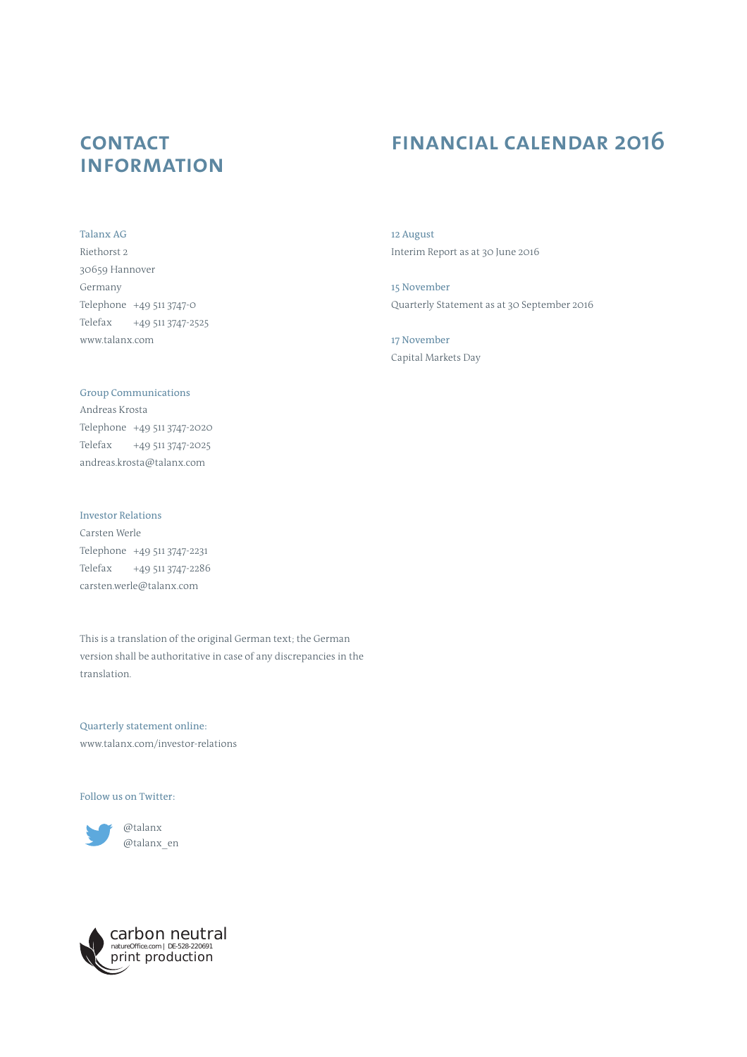## CONTACT INFORMATION

Talanx AG
Riethorst 2
30659 Hannover
Germany
Telephone +49 511 3747-0
Telefax +49 511 3747-2525
www.talanx.com

Group Communications
Andreas Krosta
Telephone +49 511 3747-2020
Telefax +49 511 3747-2025
andreas.krosta@talanx.com

Investor Relations
Carsten Werle
Telephone +49 511 3747-2231
Telefax +49 511 3747-2286
carsten.werle@talanx.com

This is a translation of the original German text; the German version shall be authoritative in case of any discrepancies in the translation.

Quarterly statement online:
www.talanx.com/investor-relations

Follow us on Twitter:

@talanx
@talanx_en

carbon neutral
natureOffice.com | DE-528-220691
print production

## FINANCIAL CALENDAR 2016

12 August
Interim Report as at 30 June 2016

15 November
Quarterly Statement as at 30 September 2016

17 November
Capital Markets Day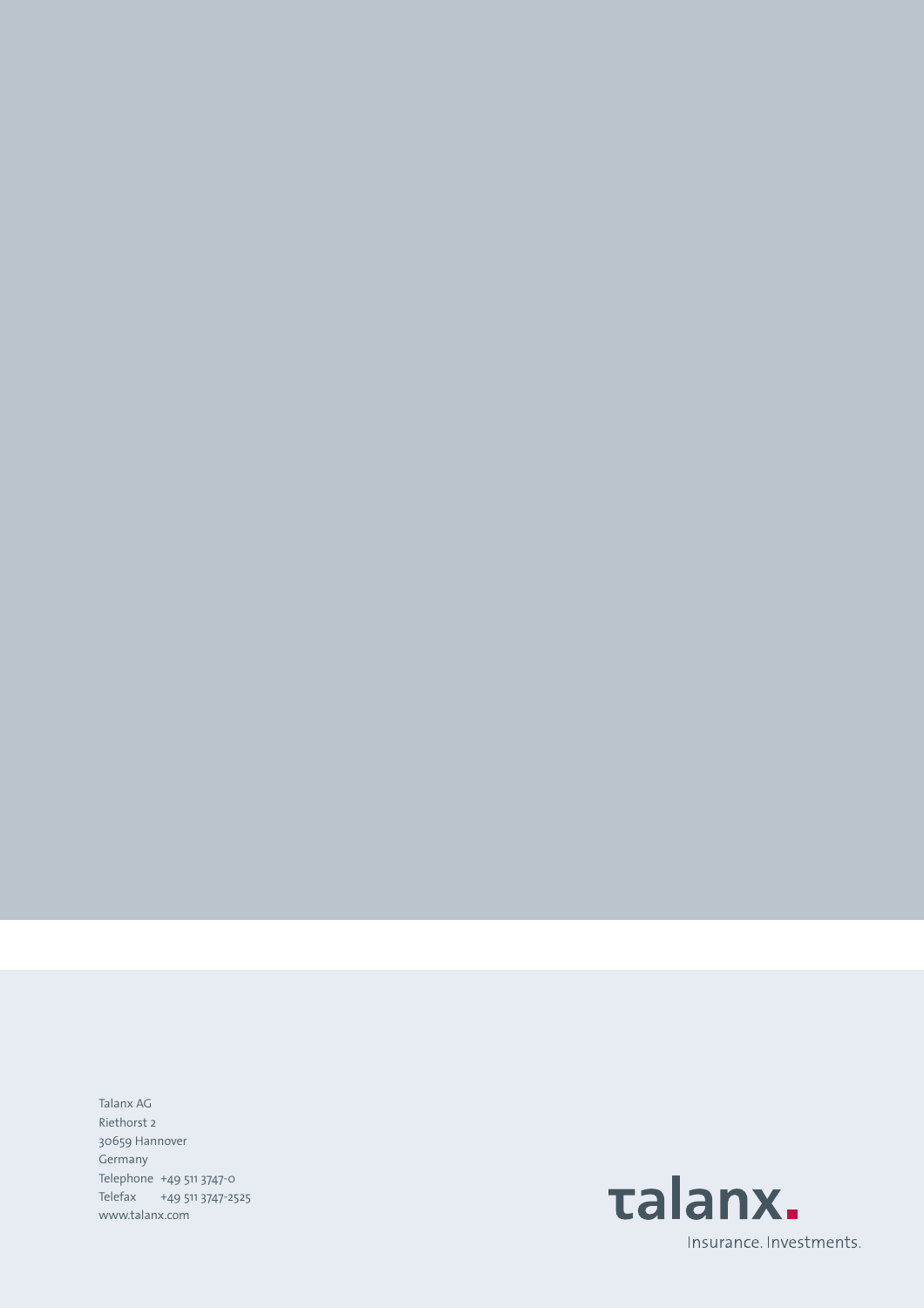Talanx AG
Riethorst 2
30659 Hannover
Germany
Telephone +49 511 3747-0
Telefax +49 511 3747-2525
www.talanx.com

talanx.

Insurance. Investments.